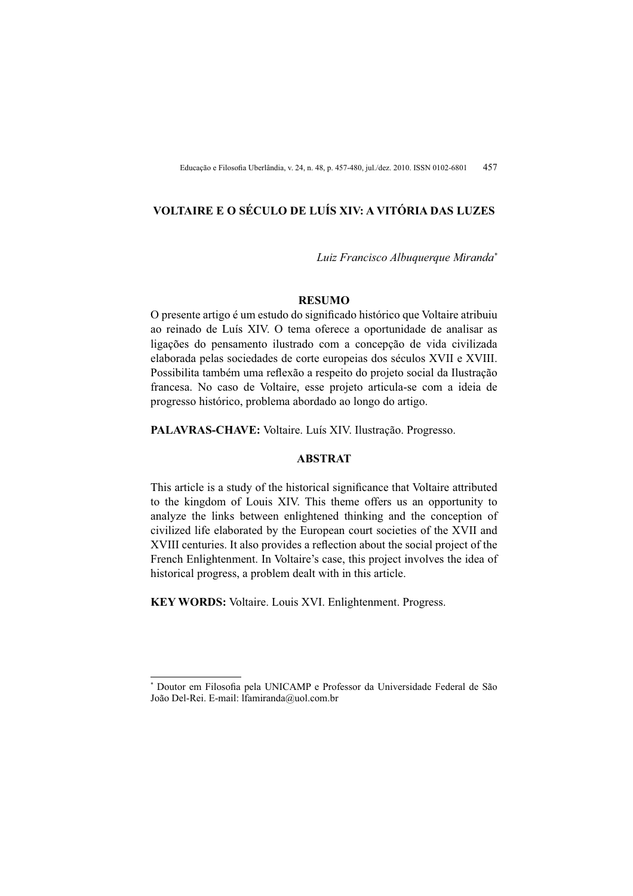# VOLTAIRE E O SÉCULO DE LUÍS XIV: A VITÓRIA DAS LUZES

*Luiz Francisco Albuquerque Miranda*[*]

## RESUMO

O presente artigo é um estudo do significado histórico que Voltaire atribuiu ao reinado de Luís XIV. O tema oferece a oportunidade de analisar as ligações do pensamento ilustrado com a concepção de vida civilizada elaborada pelas sociedades de corte europeias dos séculos XVII e XVIII. Possibilita também uma reflexão a respeito do projeto social da Ilustração francesa. No caso de Voltaire, esse projeto articula-se com a ideia de progresso histórico, problema abordado ao longo do artigo.

**PALAVRAS-CHAVE:** Voltaire. Luís XIV. Ilustração. Progresso.

## ABSTRAT

This article is a study of the historical significance that Voltaire attributed to the kingdom of Louis XIV. This theme offers us an opportunity to analyze the links between enlightened thinking and the conception of civilized life elaborated by the European court societies of the XVII and XVIII centuries. It also provides a reflection about the social project of the French Enlightenment. In Voltaire's case, this project involves the idea of historical progress, a problem dealt with in this article.

**KEY WORDS:** Voltaire. Louis XVI. Enlightenment. Progress.

---

[*] Doutor em Filosofia pela UNICAMP e Professor da Universidade Federal de São João Del-Rei. E-mail: lfamiranda@uol.com.br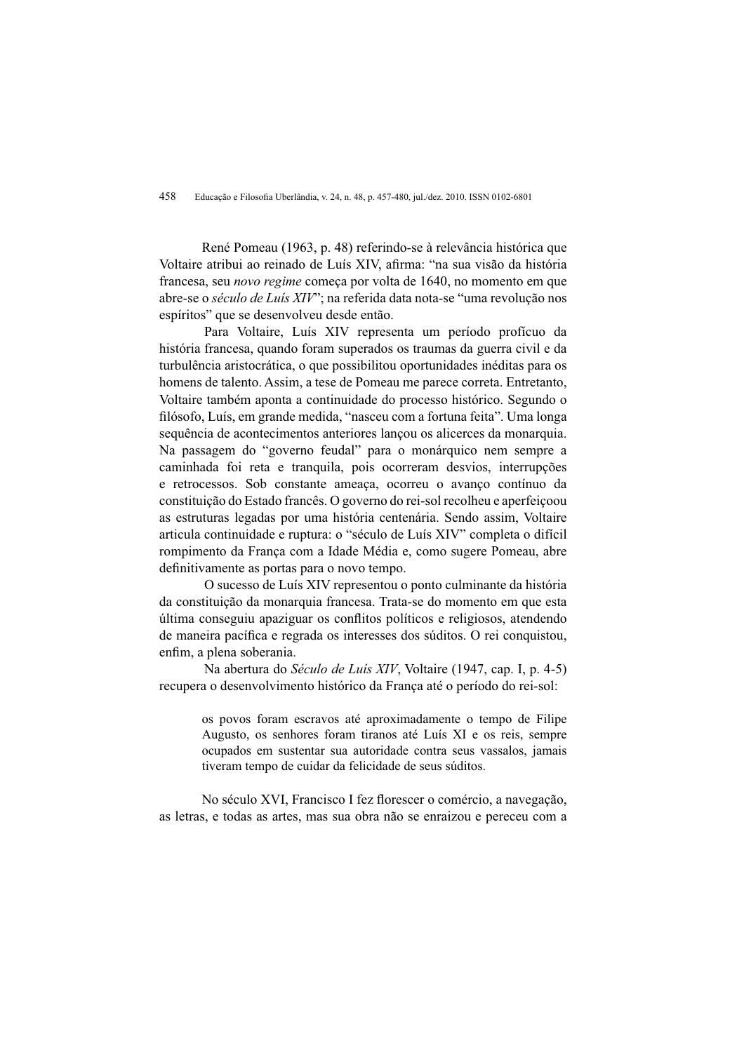René Pomeau (1963, p. 48) referindo-se à relevância histórica que Voltaire atribui ao reinado de Luís XIV, afirma: "na sua visão da história francesa, seu *novo regime* começa por volta de 1640, no momento em que abre-se o *século de Luís XIV*"; na referida data nota-se "uma revolução nos espíritos" que se desenvolveu desde então.

Para Voltaire, Luís XIV representa um período profícuo da história francesa, quando foram superados os traumas da guerra civil e da turbulência aristocrática, o que possibilitou oportunidades inéditas para os homens de talento. Assim, a tese de Pomeau me parece correta. Entretanto, Voltaire também aponta a continuidade do processo histórico. Segundo o filósofo, Luís, em grande medida, "nasceu com a fortuna feita". Uma longa sequência de acontecimentos anteriores lançou os alicerces da monarquia. Na passagem do "governo feudal" para o monárquico nem sempre a caminhada foi reta e tranquila, pois ocorreram desvios, interrupções e retrocessos. Sob constante ameaça, ocorreu o avanço contínuo da constituição do Estado francês. O governo do rei-sol recolheu e aperfeiçoou as estruturas legadas por uma história centenária. Sendo assim, Voltaire articula continuidade e ruptura: o "século de Luís XIV" completa o difícil rompimento da França com a Idade Média e, como sugere Pomeau, abre definitivamente as portas para o novo tempo.

O sucesso de Luís XIV representou o ponto culminante da história da constituição da monarquia francesa. Trata-se do momento em que esta última conseguiu apaziguar os conflitos políticos e religiosos, atendendo de maneira pacífica e regrada os interesses dos súditos. O rei conquistou, enfim, a plena soberania.

Na abertura do *Século de Luís XIV*, Voltaire (1947, cap. I, p. 4-5) recupera o desenvolvimento histórico da França até o período do rei-sol:

> os povos foram escravos até aproximadamente o tempo de Filipe Augusto, os senhores foram tiranos até Luís XI e os reis, sempre ocupados em sustentar sua autoridade contra seus vassalos, jamais tiveram tempo de cuidar da felicidade de seus súditos.

No século XVI, Francisco I fez florescer o comércio, a navegação, as letras, e todas as artes, mas sua obra não se enraizou e pereceu com a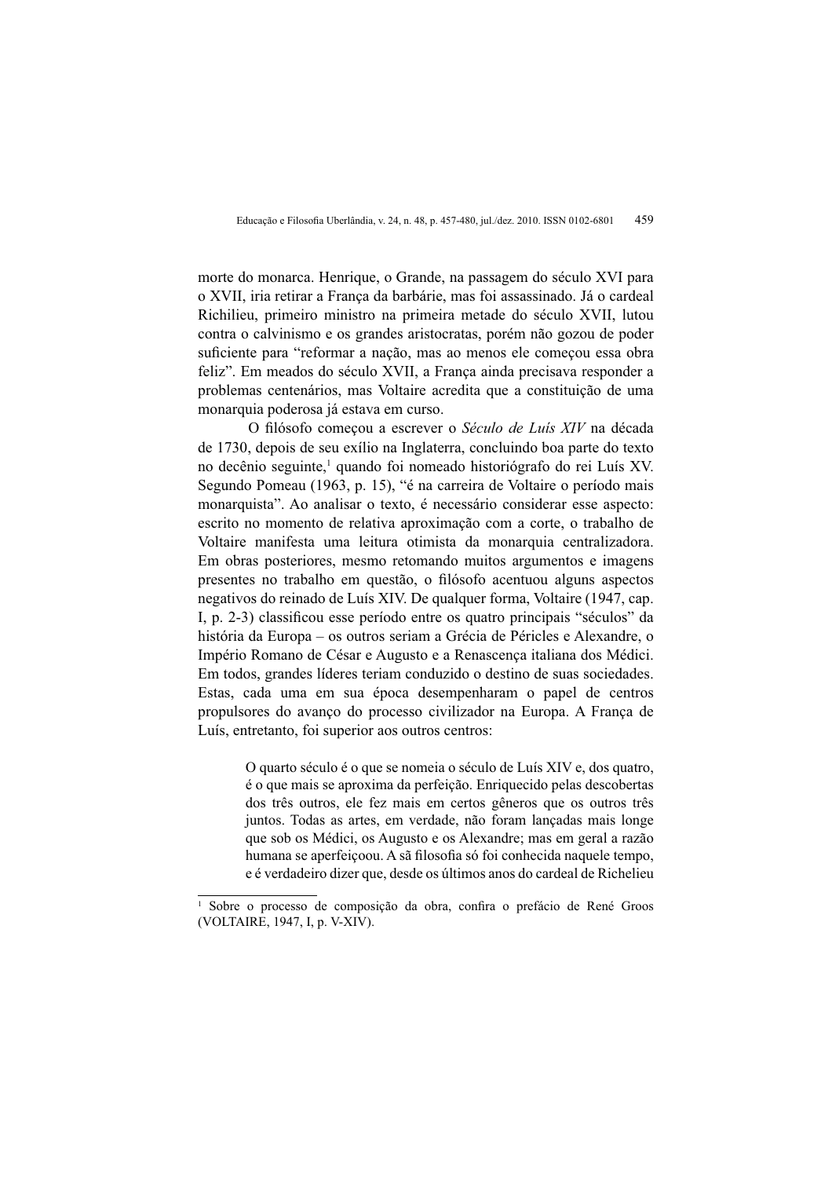morte do monarca. Henrique, o Grande, na passagem do século XVI para o XVII, iria retirar a França da barbárie, mas foi assassinado. Já o cardeal Richilieu, primeiro ministro na primeira metade do século XVII, lutou contra o calvinismo e os grandes aristocratas, porém não gozou de poder suficiente para "reformar a nação, mas ao menos ele começou essa obra feliz". Em meados do século XVII, a França ainda precisava responder a problemas centenários, mas Voltaire acredita que a constituição de uma monarquia poderosa já estava em curso.

O filósofo começou a escrever o *Século de Luís XIV* na década de 1730, depois de seu exílio na Inglaterra, concluindo boa parte do texto no decênio seguinte,[1] quando foi nomeado historiógrafo do rei Luís XV. Segundo Pomeau (1963, p. 15), "é na carreira de Voltaire o período mais monarquista". Ao analisar o texto, é necessário considerar esse aspecto: escrito no momento de relativa aproximação com a corte, o trabalho de Voltaire manifesta uma leitura otimista da monarquia centralizadora. Em obras posteriores, mesmo retomando muitos argumentos e imagens presentes no trabalho em questão, o filósofo acentuou alguns aspectos negativos do reinado de Luís XIV. De qualquer forma, Voltaire (1947, cap. I, p. 2-3) classificou esse período entre os quatro principais "séculos" da história da Europa – os outros seriam a Grécia de Péricles e Alexandre, o Império Romano de César e Augusto e a Renascença italiana dos Médici. Em todos, grandes líderes teriam conduzido o destino de suas sociedades. Estas, cada uma em sua época desempenharam o papel de centros propulsores do avanço do processo civilizador na Europa. A França de Luís, entretanto, foi superior aos outros centros:

> O quarto século é o que se nomeia o século de Luís XIV e, dos quatro, é o que mais se aproxima da perfeição. Enriquecido pelas descobertas dos três outros, ele fez mais em certos gêneros que os outros três juntos. Todas as artes, em verdade, não foram lançadas mais longe que sob os Médici, os Augusto e os Alexandre; mas em geral a razão humana se aperfeiçoou. A sã filosofia só foi conhecida naquele tempo, e é verdadeiro dizer que, desde os últimos anos do cardeal de Richelieu

---

[1] Sobre o processo de composição da obra, confira o prefácio de René Groos (VOLTAIRE, 1947, I, p. V-XIV).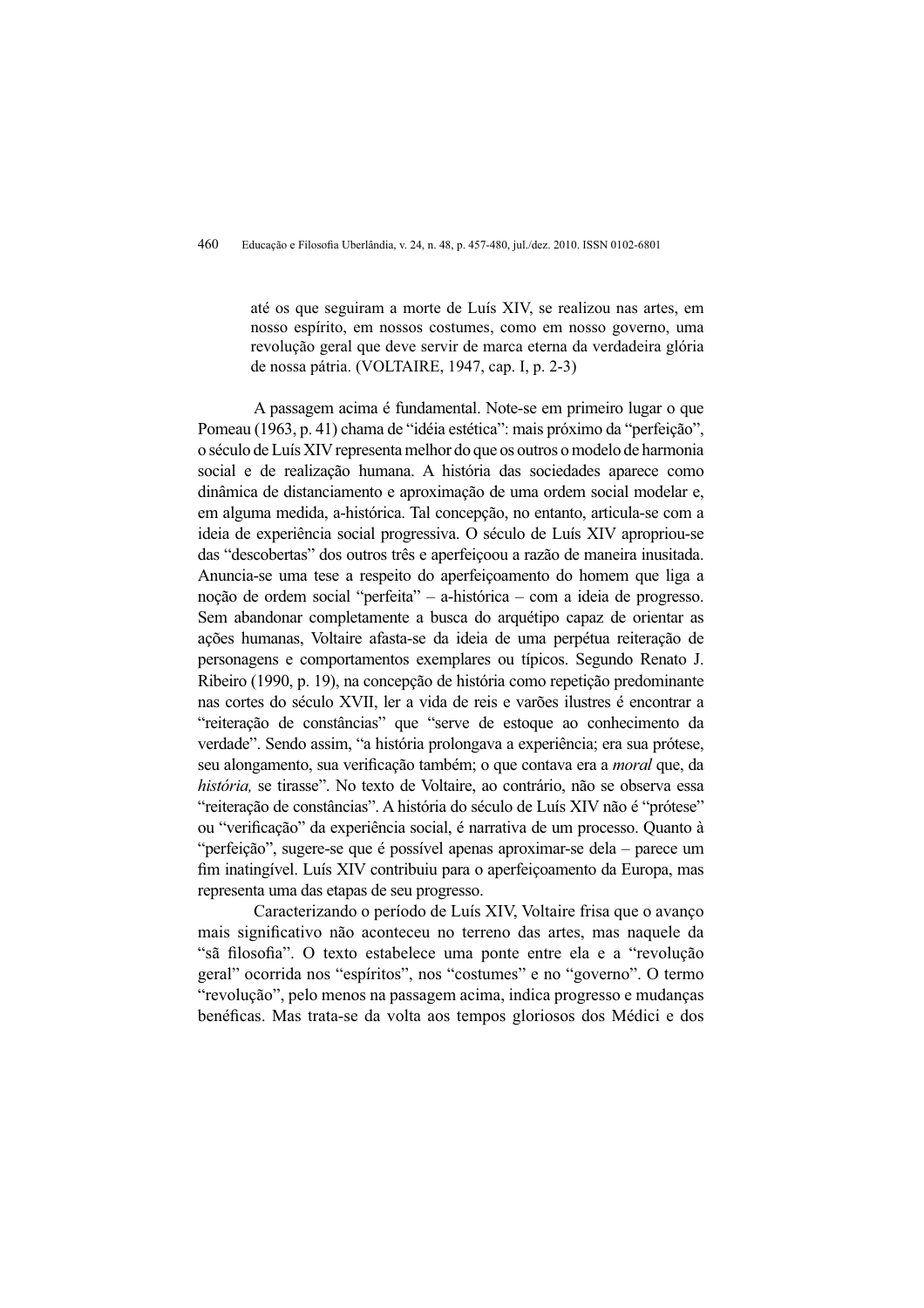> até os que seguiram a morte de Luís XIV, se realizou nas artes, em nosso espírito, em nossos costumes, como em nosso governo, uma revolução geral que deve servir de marca eterna da verdadeira glória de nossa pátria. (VOLTAIRE, 1947, cap. I, p. 2-3)

A passagem acima é fundamental. Note-se em primeiro lugar o que Pomeau (1963, p. 41) chama de "idéia estética": mais próximo da "perfeição", o século de Luís XIV representa melhor do que os outros o modelo de harmonia social e de realização humana. A história das sociedades aparece como dinâmica de distanciamento e aproximação de uma ordem social modelar e, em alguma medida, a-histórica. Tal concepção, no entanto, articula-se com a ideia de experiência social progressiva. O século de Luís XIV apropriou-se das "descobertas" dos outros três e aperfeiçoou a razão de maneira inusitada. Anuncia-se uma tese a respeito do aperfeiçoamento do homem que liga a noção de ordem social "perfeita" – a-histórica – com a ideia de progresso. Sem abandonar completamente a busca do arquétipo capaz de orientar as ações humanas, Voltaire afasta-se da ideia de uma perpétua reiteração de personagens e comportamentos exemplares ou típicos. Segundo Renato J. Ribeiro (1990, p. 19), na concepção de história como repetição predominante nas cortes do século XVII, ler a vida de reis e varões ilustres é encontrar a "reiteração de constâncias" que "serve de estoque ao conhecimento da verdade". Sendo assim, "a história prolongava a experiência; era sua prótese, seu alongamento, sua verificação também; o que contava era a *moral* que, da *história,* se tirasse". No texto de Voltaire, ao contrário, não se observa essa "reiteração de constâncias". A história do século de Luís XIV não é "prótese" ou "verificação" da experiência social, é narrativa de um processo. Quanto à "perfeição", sugere-se que é possível apenas aproximar-se dela – parece um fim inatingível. Luís XIV contribuiu para o aperfeiçoamento da Europa, mas representa uma das etapas de seu progresso.

Caracterizando o período de Luís XIV, Voltaire frisa que o avanço mais significativo não aconteceu no terreno das artes, mas naquele da "sã filosofia". O texto estabelece uma ponte entre ela e a "revolução geral" ocorrida nos "espíritos", nos "costumes" e no "governo". O termo "revolução", pelo menos na passagem acima, indica progresso e mudanças benéficas. Mas trata-se da volta aos tempos gloriosos dos Médici e dos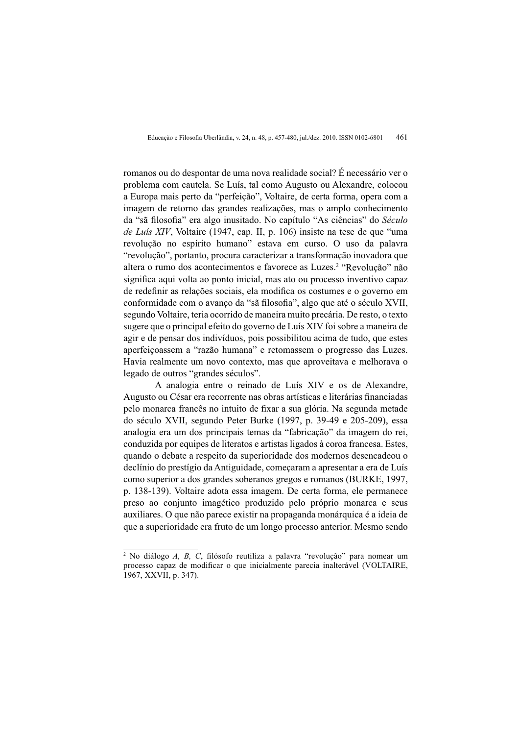romanos ou do despontar de uma nova realidade social? É necessário ver o problema com cautela. Se Luís, tal como Augusto ou Alexandre, colocou a Europa mais perto da "perfeição", Voltaire, de certa forma, opera com a imagem de retorno das grandes realizações, mas o amplo conhecimento da "sã filosofia" era algo inusitado. No capítulo "As ciências" do *Século de Luís XIV*, Voltaire (1947, cap. II, p. 106) insiste na tese de que "uma revolução no espírito humano" estava em curso. O uso da palavra "revolução", portanto, procura caracterizar a transformação inovadora que altera o rumo dos acontecimentos e favorece as Luzes.[2] "Revolução" não significa aqui volta ao ponto inicial, mas ato ou processo inventivo capaz de redefinir as relações sociais, ela modifica os costumes e o governo em conformidade com o avanço da "sã filosofia", algo que até o século XVII, segundo Voltaire, teria ocorrido de maneira muito precária. De resto, o texto sugere que o principal efeito do governo de Luís XIV foi sobre a maneira de agir e de pensar dos indivíduos, pois possibilitou acima de tudo, que estes aperfeiçoassem a "razão humana" e retomassem o progresso das Luzes. Havia realmente um novo contexto, mas que aproveitava e melhorava o legado de outros "grandes séculos".

A analogia entre o reinado de Luís XIV e os de Alexandre, Augusto ou César era recorrente nas obras artísticas e literárias financiadas pelo monarca francês no intuito de fixar a sua glória. Na segunda metade do século XVII, segundo Peter Burke (1997, p. 39-49 e 205-209), essa analogia era um dos principais temas da "fabricação" da imagem do rei, conduzida por equipes de literatos e artistas ligados à coroa francesa. Estes, quando o debate a respeito da superioridade dos modernos desencadeou o declínio do prestígio da Antiguidade, começaram a apresentar a era de Luís como superior a dos grandes soberanos gregos e romanos (BURKE, 1997, p. 138-139). Voltaire adota essa imagem. De certa forma, ele permanece preso ao conjunto imagético produzido pelo próprio monarca e seus auxiliares. O que não parece existir na propaganda monárquica é a ideia de que a superioridade era fruto de um longo processo anterior. Mesmo sendo

---

[2] No diálogo *A, B, C*, filósofo reutiliza a palavra "revolução" para nomear um processo capaz de modificar o que inicialmente parecia inalterável (VOLTAIRE, 1967, XXVII, p. 347).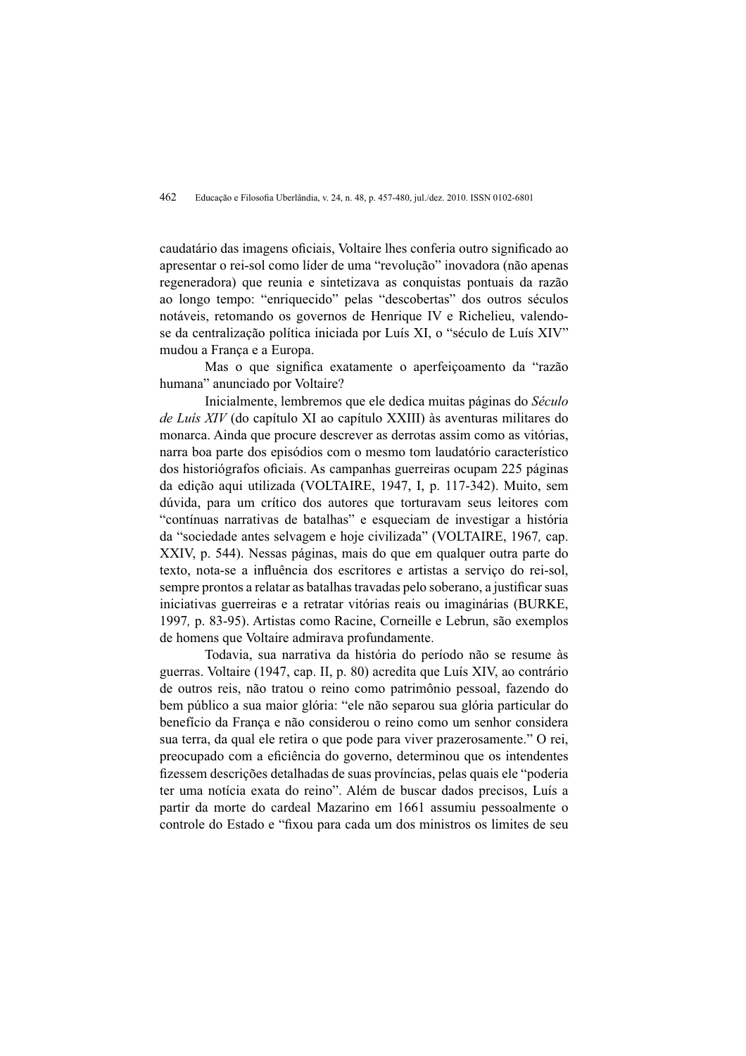caudatário das imagens oficiais, Voltaire lhes conferia outro significado ao apresentar o rei-sol como líder de uma "revolução" inovadora (não apenas regeneradora) que reunia e sintetizava as conquistas pontuais da razão ao longo tempo: "enriquecido" pelas "descobertas" dos outros séculos notáveis, retomando os governos de Henrique IV e Richelieu, valendo-se da centralização política iniciada por Luís XI, o "século de Luís XIV" mudou a França e a Europa.

Mas o que significa exatamente o aperfeiçoamento da "razão humana" anunciado por Voltaire?

Inicialmente, lembremos que ele dedica muitas páginas do *Século de Luís XIV* (do capítulo XI ao capítulo XXIII) às aventuras militares do monarca. Ainda que procure descrever as derrotas assim como as vitórias, narra boa parte dos episódios com o mesmo tom laudatório característico dos historiógrafos oficiais. As campanhas guerreiras ocupam 225 páginas da edição aqui utilizada (VOLTAIRE, 1947, I, p. 117-342). Muito, sem dúvida, para um crítico dos autores que torturavam seus leitores com "contínuas narrativas de batalhas" e esqueciam de investigar a história da "sociedade antes selvagem e hoje civilizada" (VOLTAIRE, 1967, cap. XXIV, p. 544). Nessas páginas, mais do que em qualquer outra parte do texto, nota-se a influência dos escritores e artistas a serviço do rei-sol, sempre prontos a relatar as batalhas travadas pelo soberano, a justificar suas iniciativas guerreiras e a retratar vitórias reais ou imaginárias (BURKE, 1997, p. 83-95). Artistas como Racine, Corneille e Lebrun, são exemplos de homens que Voltaire admirava profundamente.

Todavia, sua narrativa da história do período não se resume às guerras. Voltaire (1947, cap. II, p. 80) acredita que Luís XIV, ao contrário de outros reis, não tratou o reino como patrimônio pessoal, fazendo do bem público a sua maior glória: "ele não separou sua glória particular do benefício da França e não considerou o reino como um senhor considera sua terra, da qual ele retira o que pode para viver prazerosamente." O rei, preocupado com a eficiência do governo, determinou que os intendentes fizessem descrições detalhadas de suas províncias, pelas quais ele "poderia ter uma notícia exata do reino". Além de buscar dados precisos, Luís a partir da morte do cardeal Mazarino em 1661 assumiu pessoalmente o controle do Estado e "fixou para cada um dos ministros os limites de seu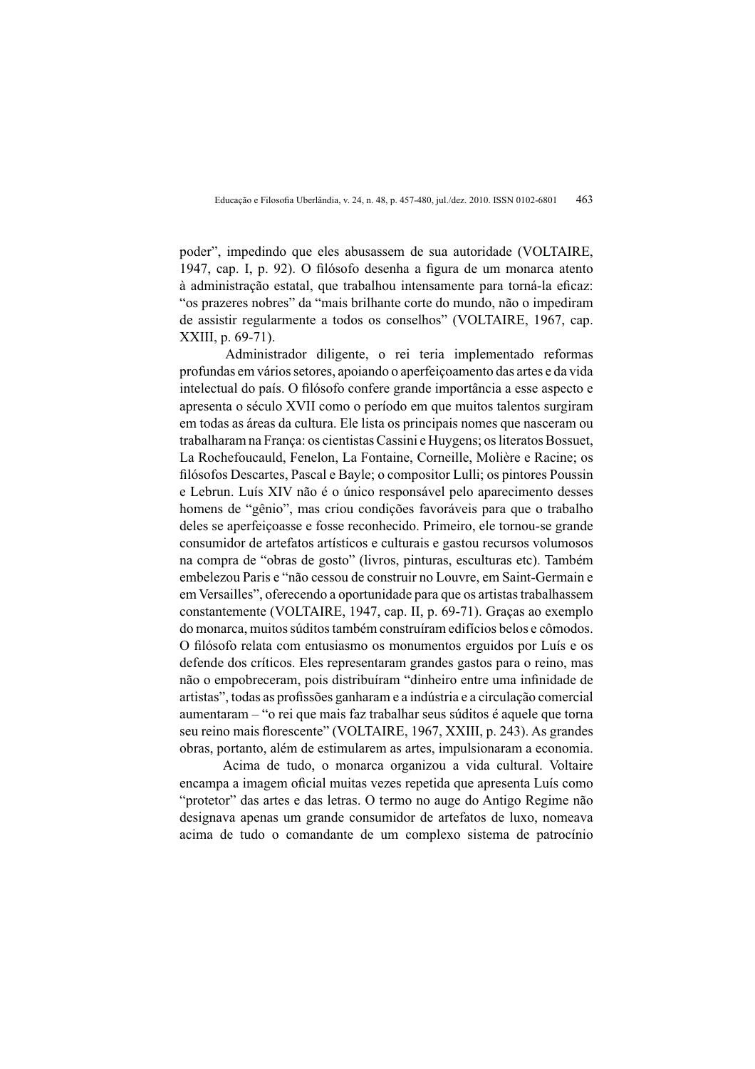poder", impedindo que eles abusassem de sua autoridade (VOLTAIRE, 1947, cap. I, p. 92). O filósofo desenha a figura de um monarca atento à administração estatal, que trabalhou intensamente para torná-la eficaz: "os prazeres nobres" da "mais brilhante corte do mundo, não o impediram de assistir regularmente a todos os conselhos" (VOLTAIRE, 1967, cap. XXIII, p. 69-71).

Administrador diligente, o rei teria implementado reformas profundas em vários setores, apoiando o aperfeiçoamento das artes e da vida intelectual do país. O filósofo confere grande importância a esse aspecto e apresenta o século XVII como o período em que muitos talentos surgiram em todas as áreas da cultura. Ele lista os principais nomes que nasceram ou trabalharam na França: os cientistas Cassini e Huygens; os literatos Bossuet, La Rochefoucauld, Fenelon, La Fontaine, Corneille, Molière e Racine; os filósofos Descartes, Pascal e Bayle; o compositor Lulli; os pintores Poussin e Lebrun. Luís XIV não é o único responsável pelo aparecimento desses homens de "gênio", mas criou condições favoráveis para que o trabalho deles se aperfeiçoasse e fosse reconhecido. Primeiro, ele tornou-se grande consumidor de artefatos artísticos e culturais e gastou recursos volumosos na compra de "obras de gosto" (livros, pinturas, esculturas etc). Também embelezou Paris e "não cessou de construir no Louvre, em Saint-Germain e em Versailles", oferecendo a oportunidade para que os artistas trabalhassem constantemente (VOLTAIRE, 1947, cap. II, p. 69-71). Graças ao exemplo do monarca, muitos súditos também construíram edifícios belos e cômodos. O filósofo relata com entusiasmo os monumentos erguidos por Luís e os defende dos críticos. Eles representaram grandes gastos para o reino, mas não o empobreceram, pois distribuíram "dinheiro entre uma infinidade de artistas", todas as profissões ganharam e a indústria e a circulação comercial aumentaram – "o rei que mais faz trabalhar seus súditos é aquele que torna seu reino mais florescente" (VOLTAIRE, 1967, XXIII, p. 243). As grandes obras, portanto, além de estimularem as artes, impulsionaram a economia.

Acima de tudo, o monarca organizou a vida cultural. Voltaire encampa a imagem oficial muitas vezes repetida que apresenta Luís como "protetor" das artes e das letras. O termo no auge do Antigo Regime não designava apenas um grande consumidor de artefatos de luxo, nomeava acima de tudo o comandante de um complexo sistema de patrocínio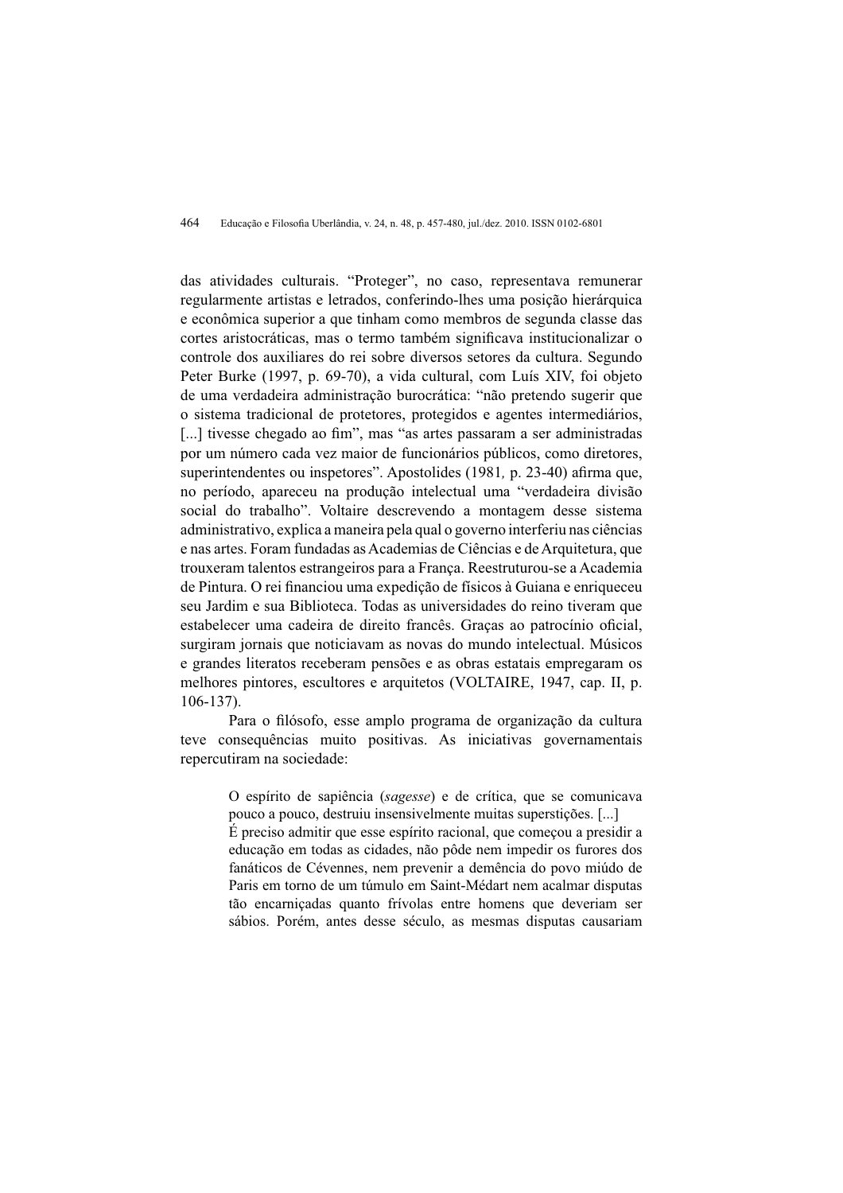das atividades culturais. "Proteger", no caso, representava remunerar regularmente artistas e letrados, conferindo-lhes uma posição hierárquica e econômica superior a que tinham como membros de segunda classe das cortes aristocráticas, mas o termo também significava institucionalizar o controle dos auxiliares do rei sobre diversos setores da cultura. Segundo Peter Burke (1997, p. 69-70), a vida cultural, com Luís XIV, foi objeto de uma verdadeira administração burocrática: "não pretendo sugerir que o sistema tradicional de protetores, protegidos e agentes intermediários, [...] tivesse chegado ao fim", mas "as artes passaram a ser administradas por um número cada vez maior de funcionários públicos, como diretores, superintendentes ou inspetores". Apostolides (1981, p. 23-40) afirma que, no período, apareceu na produção intelectual uma "verdadeira divisão social do trabalho". Voltaire descrevendo a montagem desse sistema administrativo, explica a maneira pela qual o governo interferiu nas ciências e nas artes. Foram fundadas as Academias de Ciências e de Arquitetura, que trouxeram talentos estrangeiros para a França. Reestruturou-se a Academia de Pintura. O rei financiou uma expedição de físicos à Guiana e enriqueceu seu Jardim e sua Biblioteca. Todas as universidades do reino tiveram que estabelecer uma cadeira de direito francês. Graças ao patrocínio oficial, surgiram jornais que noticiavam as novas do mundo intelectual. Músicos e grandes literatos receberam pensões e as obras estatais empregaram os melhores pintores, escultores e arquitetos (VOLTAIRE, 1947, cap. II, p. 106-137).

Para o filósofo, esse amplo programa de organização da cultura teve consequências muito positivas. As iniciativas governamentais repercutiram na sociedade:

> O espírito de sapiência (*sagesse*) e de crítica, que se comunicava pouco a pouco, destruiu insensivelmente muitas superstições. [...]
> É preciso admitir que esse espírito racional, que começou a presidir a educação em todas as cidades, não pôde nem impedir os furores dos fanáticos de Cévennes, nem prevenir a demência do povo miúdo de Paris em torno de um túmulo em Saint-Médart nem acalmar disputas tão encarniçadas quanto frívolas entre homens que deveriam ser sábios. Porém, antes desse século, as mesmas disputas causariam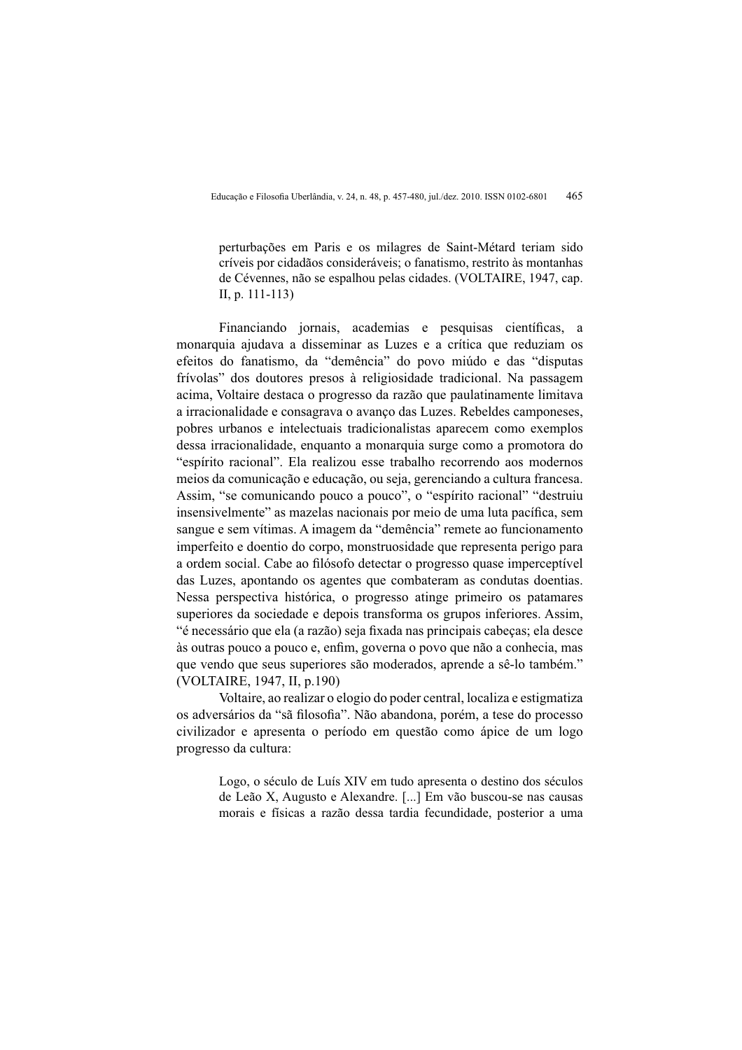> perturbações em Paris e os milagres de Saint-Métard teriam sido críveis por cidadãos consideráveis; o fanatismo, restrito às montanhas de Cévennes, não se espalhou pelas cidades. (VOLTAIRE, 1947, cap. II, p. 111-113)

Financiando jornais, academias e pesquisas científicas, a monarquia ajudava a disseminar as Luzes e a crítica que reduziam os efeitos do fanatismo, da "demência" do povo miúdo e das "disputas frívolas" dos doutores presos à religiosidade tradicional. Na passagem acima, Voltaire destaca o progresso da razão que paulatinamente limitava a irracionalidade e consagrava o avanço das Luzes. Rebeldes camponeses, pobres urbanos e intelectuais tradicionalistas aparecem como exemplos dessa irracionalidade, enquanto a monarquia surge como a promotora do "espírito racional". Ela realizou esse trabalho recorrendo aos modernos meios da comunicação e educação, ou seja, gerenciando a cultura francesa. Assim, "se comunicando pouco a pouco", o "espírito racional" "destruiu insensivelmente" as mazelas nacionais por meio de uma luta pacífica, sem sangue e sem vítimas. A imagem da "demência" remete ao funcionamento imperfeito e doentio do corpo, monstruosidade que representa perigo para a ordem social. Cabe ao filósofo detectar o progresso quase imperceptível das Luzes, apontando os agentes que combateram as condutas doentias. Nessa perspectiva histórica, o progresso atinge primeiro os patamares superiores da sociedade e depois transforma os grupos inferiores. Assim, "é necessário que ela (a razão) seja fixada nas principais cabeças; ela desce às outras pouco a pouco e, enfim, governa o povo que não a conhecia, mas que vendo que seus superiores são moderados, aprende a sê-lo também." (VOLTAIRE, 1947, II, p.190)

Voltaire, ao realizar o elogio do poder central, localiza e estigmatiza os adversários da "sã filosofia". Não abandona, porém, a tese do processo civilizador e apresenta o período em questão como ápice de um logo progresso da cultura:

> Logo, o século de Luís XIV em tudo apresenta o destino dos séculos de Leão X, Augusto e Alexandre. [...] Em vão buscou-se nas causas morais e físicas a razão dessa tardia fecundidade, posterior a uma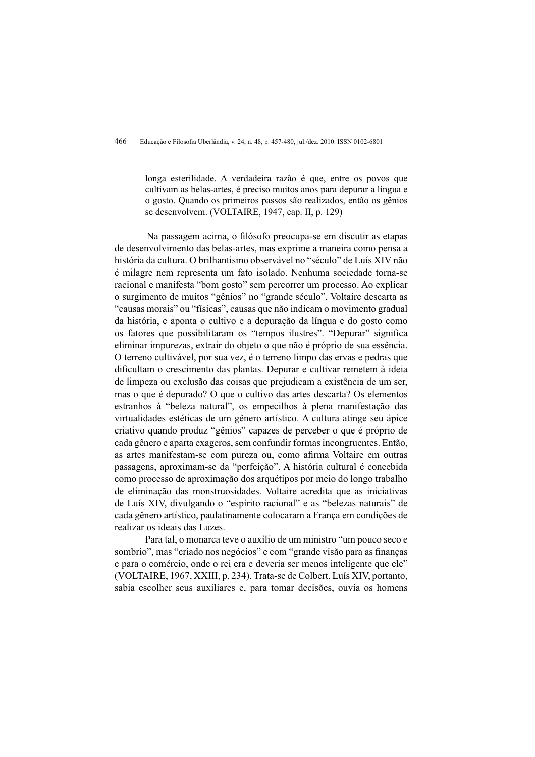> longa esterilidade. A verdadeira razão é que, entre os povos que cultivam as belas-artes, é preciso muitos anos para depurar a língua e o gosto. Quando os primeiros passos são realizados, então os gênios se desenvolvem. (VOLTAIRE, 1947, cap. II, p. 129)

Na passagem acima, o filósofo preocupa-se em discutir as etapas de desenvolvimento das belas-artes, mas exprime a maneira como pensa a história da cultura. O brilhantismo observável no "século" de Luís XIV não é milagre nem representa um fato isolado. Nenhuma sociedade torna-se racional e manifesta "bom gosto" sem percorrer um processo. Ao explicar o surgimento de muitos "gênios" no "grande século", Voltaire descarta as "causas morais" ou "físicas", causas que não indicam o movimento gradual da história, e aponta o cultivo e a depuração da língua e do gosto como os fatores que possibilitaram os "tempos ilustres". "Depurar" significa eliminar impurezas, extrair do objeto o que não é próprio de sua essência. O terreno cultivável, por sua vez, é o terreno limpo das ervas e pedras que dificultam o crescimento das plantas. Depurar e cultivar remetem à ideia de limpeza ou exclusão das coisas que prejudicam a existência de um ser, mas o que é depurado? O que o cultivo das artes descarta? Os elementos estranhos à "beleza natural", os empecilhos à plena manifestação das virtualidades estéticas de um gênero artístico. A cultura atinge seu ápice criativo quando produz "gênios" capazes de perceber o que é próprio de cada gênero e aparta exageros, sem confundir formas incongruentes. Então, as artes manifestam-se com pureza ou, como afirma Voltaire em outras passagens, aproximam-se da "perfeição". A história cultural é concebida como processo de aproximação dos arquétipos por meio do longo trabalho de eliminação das monstruosidades. Voltaire acredita que as iniciativas de Luís XIV, divulgando o "espírito racional" e as "belezas naturais" de cada gênero artístico, paulatinamente colocaram a França em condições de realizar os ideais das Luzes.

Para tal, o monarca teve o auxílio de um ministro "um pouco seco e sombrio", mas "criado nos negócios" e com "grande visão para as finanças e para o comércio, onde o rei era e deveria ser menos inteligente que ele" (VOLTAIRE, 1967, XXIII, p. 234). Trata-se de Colbert. Luís XIV, portanto, sabia escolher seus auxiliares e, para tomar decisões, ouvia os homens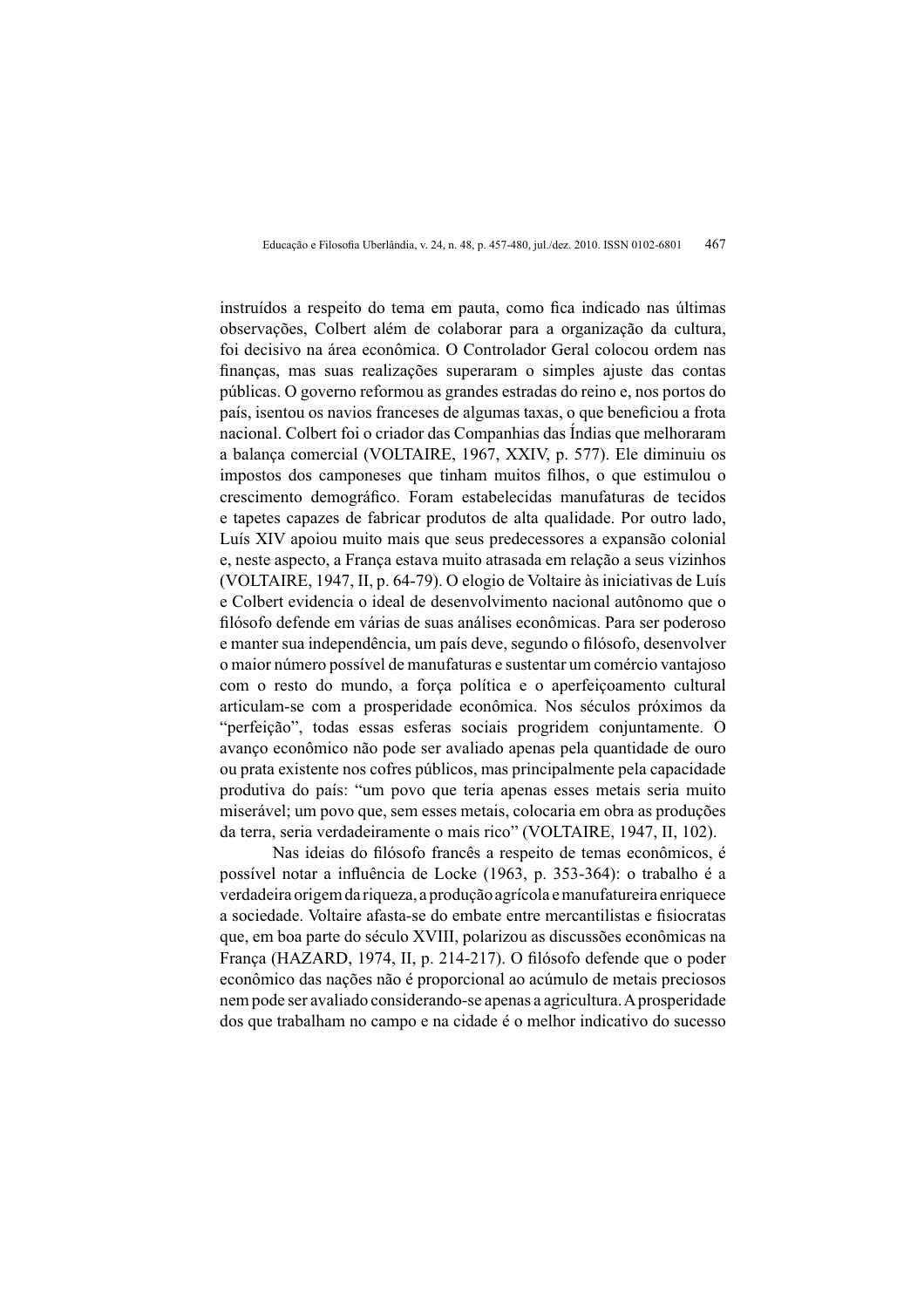instruídos a respeito do tema em pauta, como fica indicado nas últimas observações, Colbert além de colaborar para a organização da cultura, foi decisivo na área econômica. O Controlador Geral colocou ordem nas finanças, mas suas realizações superaram o simples ajuste das contas públicas. O governo reformou as grandes estradas do reino e, nos portos do país, isentou os navios franceses de algumas taxas, o que beneficiou a frota nacional. Colbert foi o criador das Companhias das Índias que melhoraram a balança comercial (VOLTAIRE, 1967, XXIV, p. 577). Ele diminuiu os impostos dos camponeses que tinham muitos filhos, o que estimulou o crescimento demográfico. Foram estabelecidas manufaturas de tecidos e tapetes capazes de fabricar produtos de alta qualidade. Por outro lado, Luís XIV apoiou muito mais que seus predecessores a expansão colonial e, neste aspecto, a França estava muito atrasada em relação a seus vizinhos (VOLTAIRE, 1947, II, p. 64-79). O elogio de Voltaire às iniciativas de Luís e Colbert evidencia o ideal de desenvolvimento nacional autônomo que o filósofo defende em várias de suas análises econômicas. Para ser poderoso e manter sua independência, um país deve, segundo o filósofo, desenvolver o maior número possível de manufaturas e sustentar um comércio vantajoso com o resto do mundo, a força política e o aperfeiçoamento cultural articulam-se com a prosperidade econômica. Nos séculos próximos da "perfeição", todas essas esferas sociais progridem conjuntamente. O avanço econômico não pode ser avaliado apenas pela quantidade de ouro ou prata existente nos cofres públicos, mas principalmente pela capacidade produtiva do país: "um povo que teria apenas esses metais seria muito miserável; um povo que, sem esses metais, colocaria em obra as produções da terra, seria verdadeiramente o mais rico" (VOLTAIRE, 1947, II, 102).

Nas ideias do filósofo francês a respeito de temas econômicos, é possível notar a influência de Locke (1963, p. 353-364): o trabalho é a verdadeira origem da riqueza, a produção agrícola e manufatureira enriquece a sociedade. Voltaire afasta-se do embate entre mercantilistas e fisiocratas que, em boa parte do século XVIII, polarizou as discussões econômicas na França (HAZARD, 1974, II, p. 214-217). O filósofo defende que o poder econômico das nações não é proporcional ao acúmulo de metais preciosos nem pode ser avaliado considerando-se apenas a agricultura. A prosperidade dos que trabalham no campo e na cidade é o melhor indicativo do sucesso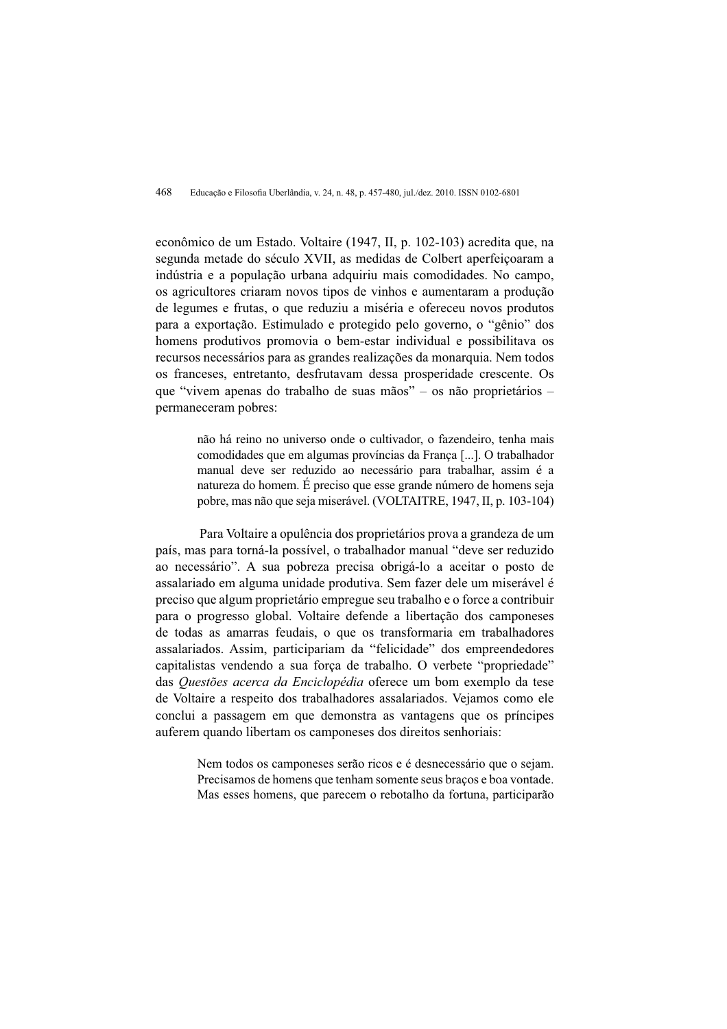econômico de um Estado. Voltaire (1947, II, p. 102-103) acredita que, na segunda metade do século XVII, as medidas de Colbert aperfeiçoaram a indústria e a população urbana adquiriu mais comodidades. No campo, os agricultores criaram novos tipos de vinhos e aumentaram a produção de legumes e frutas, o que reduziu a miséria e ofereceu novos produtos para a exportação. Estimulado e protegido pelo governo, o "gênio" dos homens produtivos promovia o bem-estar individual e possibilitava os recursos necessários para as grandes realizações da monarquia. Nem todos os franceses, entretanto, desfrutavam dessa prosperidade crescente. Os que "vivem apenas do trabalho de suas mãos" – os não proprietários – permaneceram pobres:

> não há reino no universo onde o cultivador, o fazendeiro, tenha mais comodidades que em algumas províncias da França [...]. O trabalhador manual deve ser reduzido ao necessário para trabalhar, assim é a natureza do homem. É preciso que esse grande número de homens seja pobre, mas não que seja miserável. (VOLTAITRE, 1947, II, p. 103-104)

Para Voltaire a opulência dos proprietários prova a grandeza de um país, mas para torná-la possível, o trabalhador manual "deve ser reduzido ao necessário". A sua pobreza precisa obrigá-lo a aceitar o posto de assalariado em alguma unidade produtiva. Sem fazer dele um miserável é preciso que algum proprietário empregue seu trabalho e o force a contribuir para o progresso global. Voltaire defende a libertação dos camponeses de todas as amarras feudais, o que os transformaria em trabalhadores assalariados. Assim, participariam da "felicidade" dos empreendedores capitalistas vendendo a sua força de trabalho. O verbete "propriedade" das *Questões acerca da Enciclopédia* oferece um bom exemplo da tese de Voltaire a respeito dos trabalhadores assalariados. Vejamos como ele conclui a passagem em que demonstra as vantagens que os príncipes auferem quando libertam os camponeses dos direitos senhoriais:

> Nem todos os camponeses serão ricos e é desnecessário que o sejam. Precisamos de homens que tenham somente seus braços e boa vontade. Mas esses homens, que parecem o rebotalho da fortuna, participarão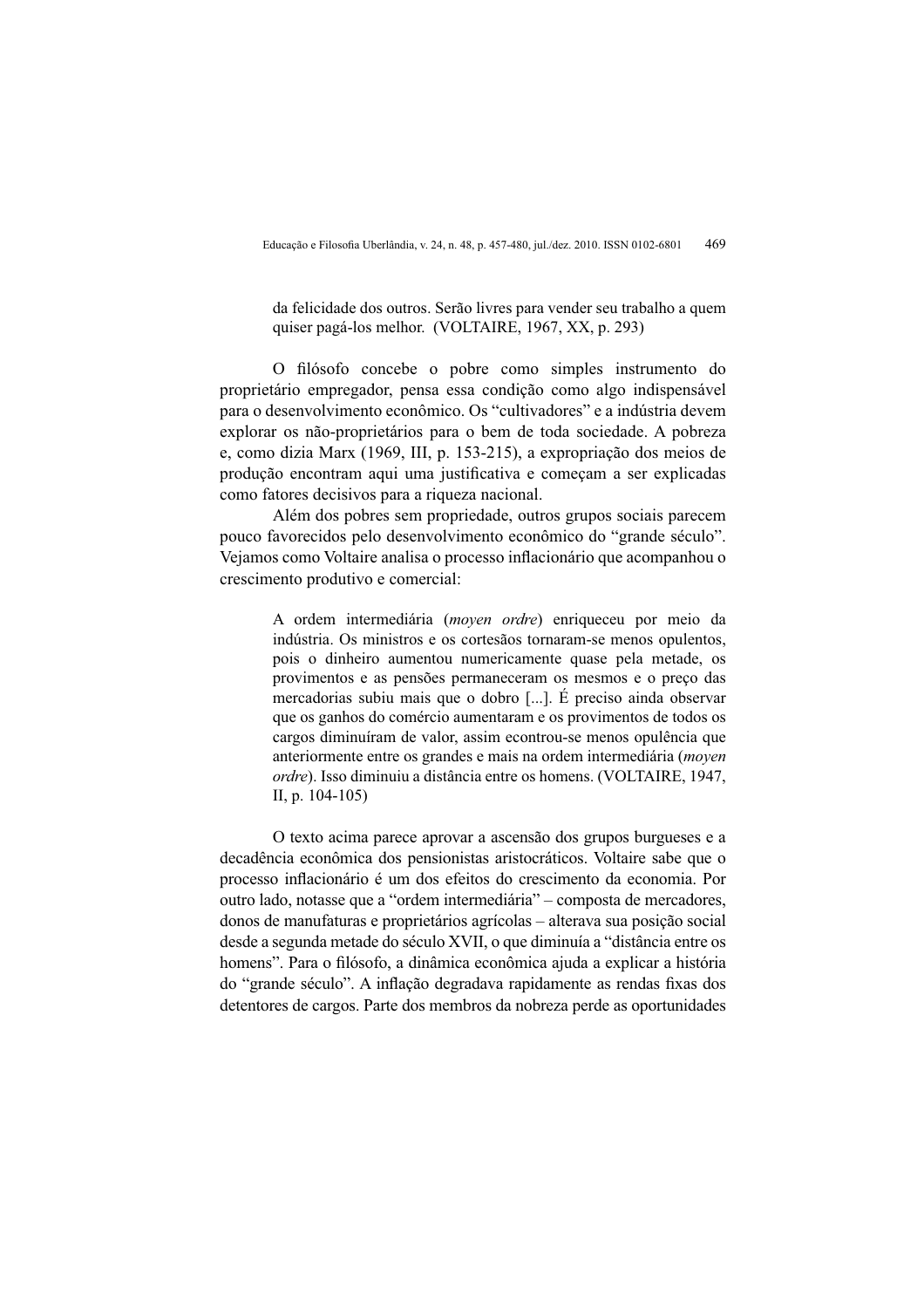> da felicidade dos outros. Serão livres para vender seu trabalho a quem quiser pagá-los melhor. (VOLTAIRE, 1967, XX, p. 293)

O filósofo concebe o pobre como simples instrumento do proprietário empregador, pensa essa condição como algo indispensável para o desenvolvimento econômico. Os "cultivadores" e a indústria devem explorar os não-proprietários para o bem de toda sociedade. A pobreza e, como dizia Marx (1969, III, p. 153-215), a expropriação dos meios de produção encontram aqui uma justificativa e começam a ser explicadas como fatores decisivos para a riqueza nacional.

Além dos pobres sem propriedade, outros grupos sociais parecem pouco favorecidos pelo desenvolvimento econômico do "grande século". Vejamos como Voltaire analisa o processo inflacionário que acompanhou o crescimento produtivo e comercial:

> A ordem intermediária (*moyen ordre*) enriqueceu por meio da indústria. Os ministros e os cortesãos tornaram-se menos opulentos, pois o dinheiro aumentou numericamente quase pela metade, os provimentos e as pensões permaneceram os mesmos e o preço das mercadorias subiu mais que o dobro [...]. É preciso ainda observar que os ganhos do comércio aumentaram e os provimentos de todos os cargos diminuíram de valor, assim econtrou-se menos opulência que anteriormente entre os grandes e mais na ordem intermediária (*moyen ordre*). Isso diminuiu a distância entre os homens. (VOLTAIRE, 1947, II, p. 104-105)

O texto acima parece aprovar a ascensão dos grupos burgueses e a decadência econômica dos pensionistas aristocráticos. Voltaire sabe que o processo inflacionário é um dos efeitos do crescimento da economia. Por outro lado, notasse que a "ordem intermediária" – composta de mercadores, donos de manufaturas e proprietários agrícolas – alterava sua posição social desde a segunda metade do século XVII, o que diminuía a "distância entre os homens". Para o filósofo, a dinâmica econômica ajuda a explicar a história do "grande século". A inflação degradava rapidamente as rendas fixas dos detentores de cargos. Parte dos membros da nobreza perde as oportunidades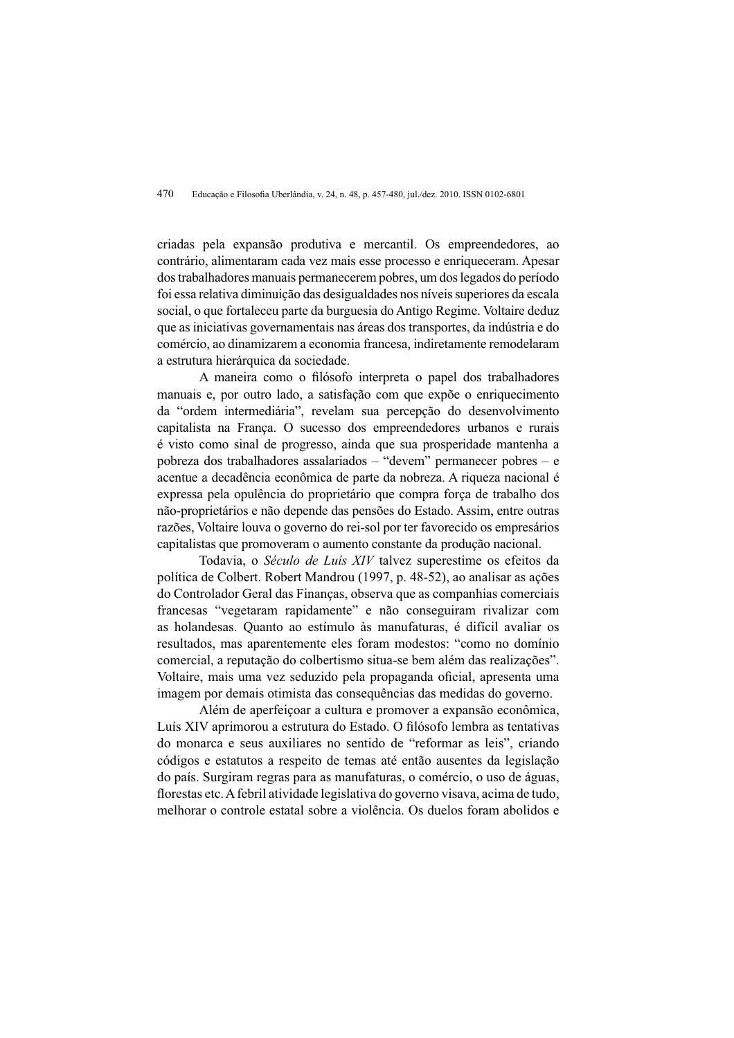criadas pela expansão produtiva e mercantil. Os empreendedores, ao contrário, alimentaram cada vez mais esse processo e enriqueceram. Apesar dos trabalhadores manuais permanecerem pobres, um dos legados do período foi essa relativa diminuição das desigualdades nos níveis superiores da escala social, o que fortaleceu parte da burguesia do Antigo Regime. Voltaire deduz que as iniciativas governamentais nas áreas dos transportes, da indústria e do comércio, ao dinamizarem a economia francesa, indiretamente remodelaram a estrutura hierárquica da sociedade.

A maneira como o filósofo interpreta o papel dos trabalhadores manuais e, por outro lado, a satisfação com que expõe o enriquecimento da "ordem intermediária", revelam sua percepção do desenvolvimento capitalista na França. O sucesso dos empreendedores urbanos e rurais é visto como sinal de progresso, ainda que sua prosperidade mantenha a pobreza dos trabalhadores assalariados – "devem" permanecer pobres – e acentue a decadência econômica de parte da nobreza. A riqueza nacional é expressa pela opulência do proprietário que compra força de trabalho dos não-proprietários e não depende das pensões do Estado. Assim, entre outras razões, Voltaire louva o governo do rei-sol por ter favorecido os empresários capitalistas que promoveram o aumento constante da produção nacional.

Todavia, o *Século de Luís XIV* talvez superestime os efeitos da política de Colbert. Robert Mandrou (1997, p. 48-52), ao analisar as ações do Controlador Geral das Finanças, observa que as companhias comerciais francesas "vegetaram rapidamente" e não conseguiram rivalizar com as holandesas. Quanto ao estímulo às manufaturas, é difícil avaliar os resultados, mas aparentemente eles foram modestos: "como no domínio comercial, a reputação do colbertismo situa-se bem além das realizações". Voltaire, mais uma vez seduzido pela propaganda oficial, apresenta uma imagem por demais otimista das consequências das medidas do governo.

Além de aperfeiçoar a cultura e promover a expansão econômica, Luís XIV aprimorou a estrutura do Estado. O filósofo lembra as tentativas do monarca e seus auxiliares no sentido de "reformar as leis", criando códigos e estatutos a respeito de temas até então ausentes da legislação do país. Surgiram regras para as manufaturas, o comércio, o uso de águas, florestas etc. A febril atividade legislativa do governo visava, acima de tudo, melhorar o controle estatal sobre a violência. Os duelos foram abolidos e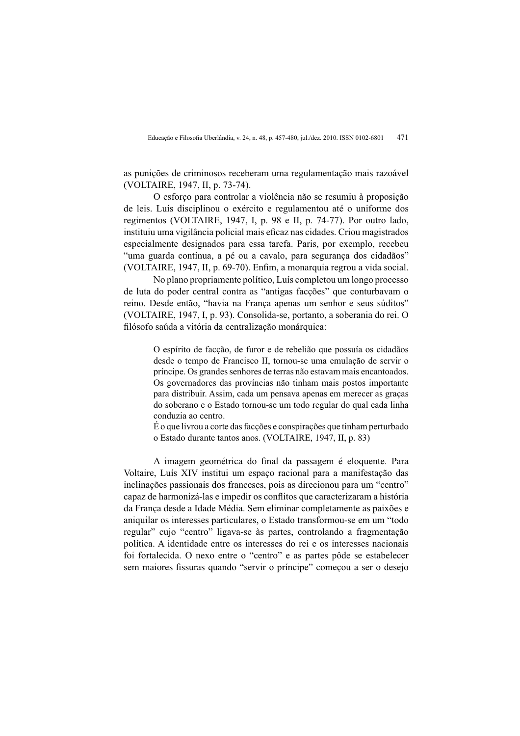as punições de criminosos receberam uma regulamentação mais razoável (VOLTAIRE, 1947, II, p. 73-74).

O esforço para controlar a violência não se resumiu à proposição de leis. Luís disciplinou o exército e regulamentou até o uniforme dos regimentos (VOLTAIRE, 1947, I, p. 98 e II, p. 74-77). Por outro lado, instituiu uma vigilância policial mais eficaz nas cidades. Criou magistrados especialmente designados para essa tarefa. Paris, por exemplo, recebeu "uma guarda contínua, a pé ou a cavalo, para segurança dos cidadãos" (VOLTAIRE, 1947, II, p. 69-70). Enfim, a monarquia regrou a vida social.

No plano propriamente político, Luís completou um longo processo de luta do poder central contra as "antigas facções" que conturbavam o reino. Desde então, "havia na França apenas um senhor e seus súditos" (VOLTAIRE, 1947, I, p. 93). Consolida-se, portanto, a soberania do rei. O filósofo saúda a vitória da centralização monárquica:

> O espírito de facção, de furor e de rebelião que possuía os cidadãos desde o tempo de Francisco II, tornou-se uma emulação de servir o príncipe. Os grandes senhores de terras não estavam mais encantoados. Os governadores das províncias não tinham mais postos importante para distribuir. Assim, cada um pensava apenas em merecer as graças do soberano e o Estado tornou-se um todo regular do qual cada linha conduzia ao centro.
>
> É o que livrou a corte das facções e conspirações que tinham perturbado o Estado durante tantos anos. (VOLTAIRE, 1947, II, p. 83)

A imagem geométrica do final da passagem é eloquente. Para Voltaire, Luís XIV institui um espaço racional para a manifestação das inclinações passionais dos franceses, pois as direcionou para um "centro" capaz de harmonizá-las e impedir os conflitos que caracterizaram a história da França desde a Idade Média. Sem eliminar completamente as paixões e aniquilar os interesses particulares, o Estado transformou-se em um "todo regular" cujo "centro" ligava-se às partes, controlando a fragmentação política. A identidade entre os interesses do rei e os interesses nacionais foi fortalecida. O nexo entre o "centro" e as partes pôde se estabelecer sem maiores fissuras quando "servir o príncipe" começou a ser o desejo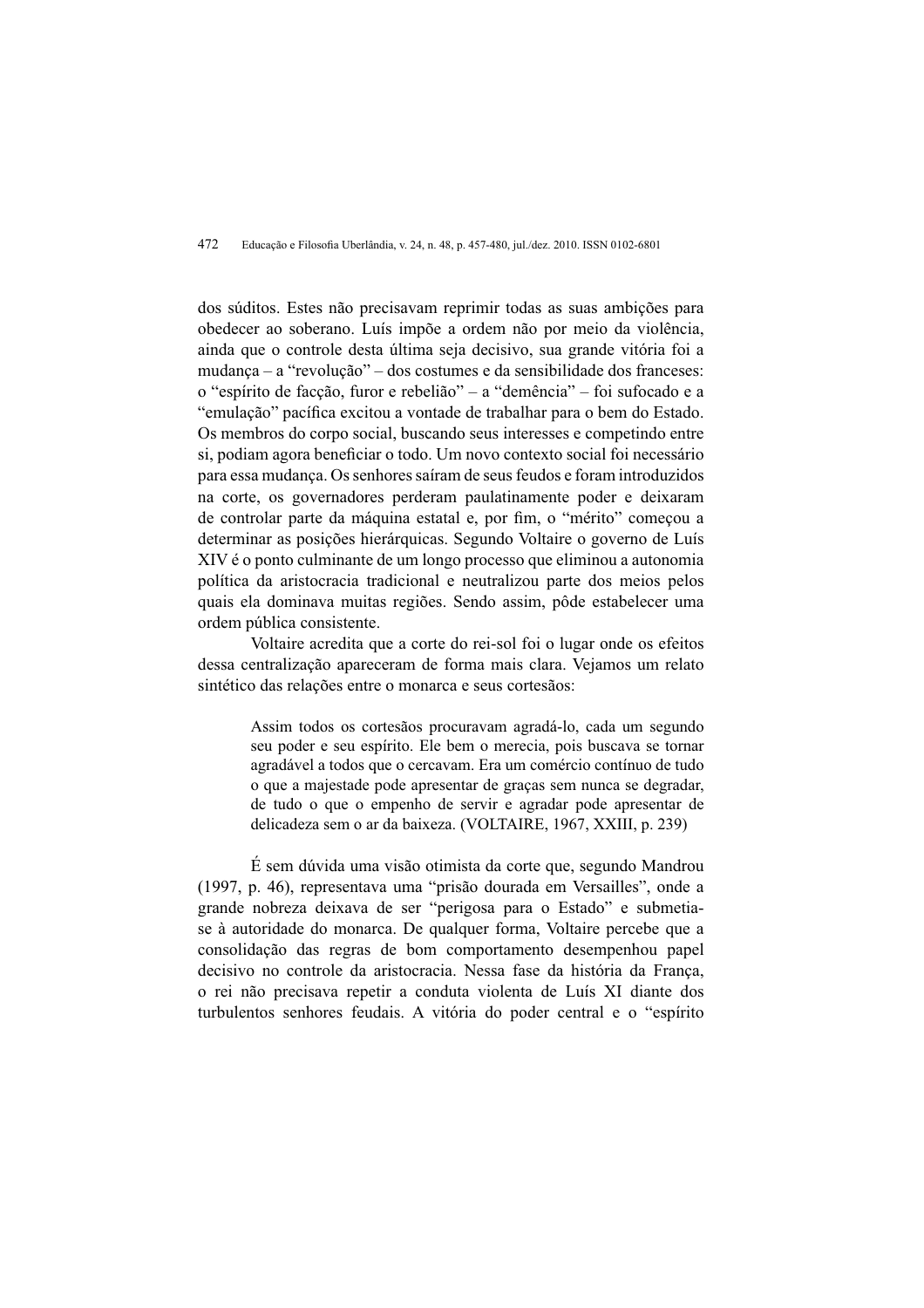dos súditos. Estes não precisavam reprimir todas as suas ambições para obedecer ao soberano. Luís impõe a ordem não por meio da violência, ainda que o controle desta última seja decisivo, sua grande vitória foi a mudança – a "revolução" – dos costumes e da sensibilidade dos franceses: o "espírito de facção, furor e rebelião" – a "demência" – foi sufocado e a "emulação" pacífica excitou a vontade de trabalhar para o bem do Estado. Os membros do corpo social, buscando seus interesses e competindo entre si, podiam agora beneficiar o todo. Um novo contexto social foi necessário para essa mudança. Os senhores saíram de seus feudos e foram introduzidos na corte, os governadores perderam paulatinamente poder e deixaram de controlar parte da máquina estatal e, por fim, o "mérito" começou a determinar as posições hierárquicas. Segundo Voltaire o governo de Luís XIV é o ponto culminante de um longo processo que eliminou a autonomia política da aristocracia tradicional e neutralizou parte dos meios pelos quais ela dominava muitas regiões. Sendo assim, pôde estabelecer uma ordem pública consistente.

Voltaire acredita que a corte do rei-sol foi o lugar onde os efeitos dessa centralização apareceram de forma mais clara. Vejamos um relato sintético das relações entre o monarca e seus cortesãos:

> Assim todos os cortesãos procuravam agradá-lo, cada um segundo seu poder e seu espírito. Ele bem o merecia, pois buscava se tornar agradável a todos que o cercavam. Era um comércio contínuo de tudo o que a majestade pode apresentar de graças sem nunca se degradar, de tudo o que o empenho de servir e agradar pode apresentar de delicadeza sem o ar da baixeza. (VOLTAIRE, 1967, XXIII, p. 239)

É sem dúvida uma visão otimista da corte que, segundo Mandrou (1997, p. 46), representava uma "prisão dourada em Versailles", onde a grande nobreza deixava de ser "perigosa para o Estado" e submetia-se à autoridade do monarca. De qualquer forma, Voltaire percebe que a consolidação das regras de bom comportamento desempenhou papel decisivo no controle da aristocracia. Nessa fase da história da França, o rei não precisava repetir a conduta violenta de Luís XI diante dos turbulentos senhores feudais. A vitória do poder central e o "espírito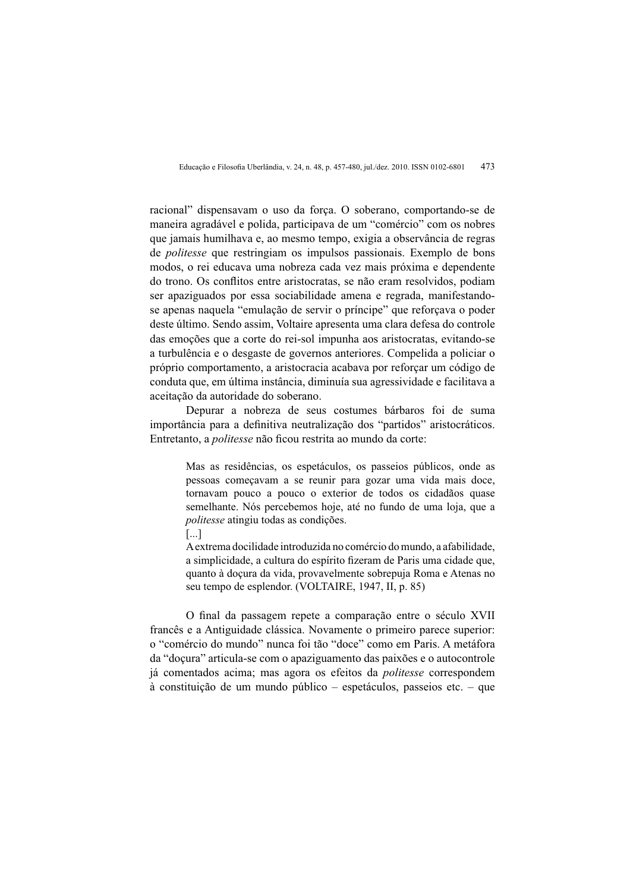racional" dispensavam o uso da força. O soberano, comportando-se de maneira agradável e polida, participava de um "comércio" com os nobres que jamais humilhava e, ao mesmo tempo, exigia a observância de regras de *politesse* que restringiam os impulsos passionais. Exemplo de bons modos, o rei educava uma nobreza cada vez mais próxima e dependente do trono. Os conflitos entre aristocratas, se não eram resolvidos, podiam ser apaziguados por essa sociabilidade amena e regrada, manifestando-se apenas naquela "emulação de servir o príncipe" que reforçava o poder deste último. Sendo assim, Voltaire apresenta uma clara defesa do controle das emoções que a corte do rei-sol impunha aos aristocratas, evitando-se a turbulência e o desgaste de governos anteriores. Compelida a policiar o próprio comportamento, a aristocracia acabava por reforçar um código de conduta que, em última instância, diminuía sua agressividade e facilitava a aceitação da autoridade do soberano.

Depurar a nobreza de seus costumes bárbaros foi de suma importância para a definitiva neutralização dos "partidos" aristocráticos. Entretanto, a *politesse* não ficou restrita ao mundo da corte:

> Mas as residências, os espetáculos, os passeios públicos, onde as pessoas começavam a se reunir para gozar uma vida mais doce, tornavam pouco a pouco o exterior de todos os cidadãos quase semelhante. Nós percebemos hoje, até no fundo de uma loja, que a *politesse* atingiu todas as condições.
>
> [...]
>
> A extrema docilidade introduzida no comércio do mundo, a afabilidade, a simplicidade, a cultura do espírito fizeram de Paris uma cidade que, quanto à doçura da vida, provavelmente sobrepuja Roma e Atenas no seu tempo de esplendor. (VOLTAIRE, 1947, II, p. 85)

O final da passagem repete a comparação entre o século XVII francês e a Antiguidade clássica. Novamente o primeiro parece superior: o "comércio do mundo" nunca foi tão "doce" como em Paris. A metáfora da "doçura" articula-se com o apaziguamento das paixões e o autocontrole já comentados acima; mas agora os efeitos da *politesse* correspondem à constituição de um mundo público – espetáculos, passeios etc. – que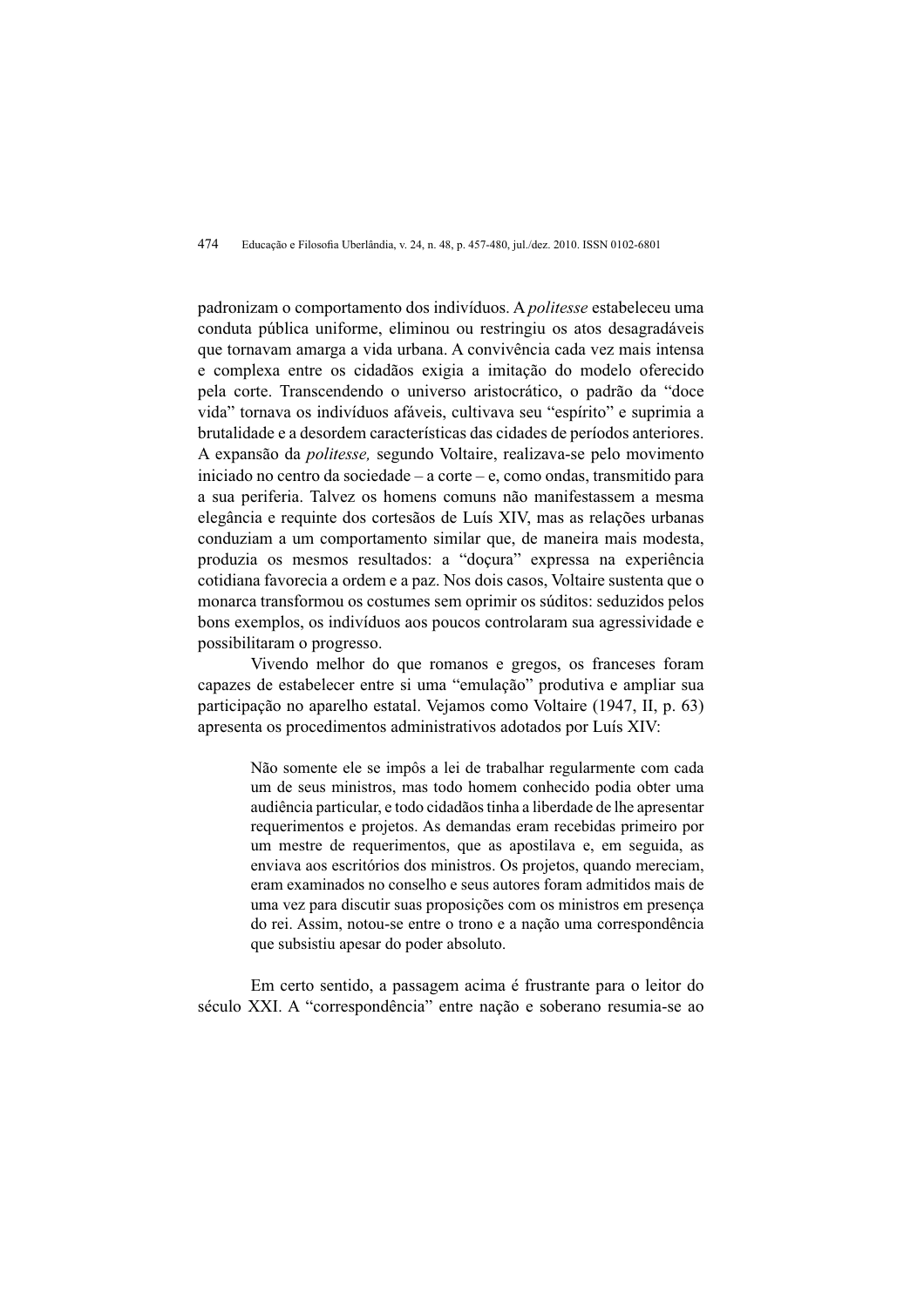padronizam o comportamento dos indivíduos. A *politesse* estabeleceu uma conduta pública uniforme, eliminou ou restringiu os atos desagradáveis que tornavam amarga a vida urbana. A convivência cada vez mais intensa e complexa entre os cidadãos exigia a imitação do modelo oferecido pela corte. Transcendendo o universo aristocrático, o padrão da "doce vida" tornava os indivíduos afáveis, cultivava seu "espírito" e suprimia a brutalidade e a desordem características das cidades de períodos anteriores. A expansão da *politesse,* segundo Voltaire, realizava-se pelo movimento iniciado no centro da sociedade – a corte – e, como ondas, transmitido para a sua periferia. Talvez os homens comuns não manifestassem a mesma elegância e requinte dos cortesãos de Luís XIV, mas as relações urbanas conduziam a um comportamento similar que, de maneira mais modesta, produzia os mesmos resultados: a "doçura" expressa na experiência cotidiana favorecia a ordem e a paz. Nos dois casos, Voltaire sustenta que o monarca transformou os costumes sem oprimir os súditos: seduzidos pelos bons exemplos, os indivíduos aos poucos controlaram sua agressividade e possibilitaram o progresso.

Vivendo melhor do que romanos e gregos, os franceses foram capazes de estabelecer entre si uma "emulação" produtiva e ampliar sua participação no aparelho estatal. Vejamos como Voltaire (1947, II, p. 63) apresenta os procedimentos administrativos adotados por Luís XIV:

> Não somente ele se impôs a lei de trabalhar regularmente com cada um de seus ministros, mas todo homem conhecido podia obter uma audiência particular, e todo cidadãos tinha a liberdade de lhe apresentar requerimentos e projetos. As demandas eram recebidas primeiro por um mestre de requerimentos, que as apostilava e, em seguida, as enviava aos escritórios dos ministros. Os projetos, quando mereciam, eram examinados no conselho e seus autores foram admitidos mais de uma vez para discutir suas proposições com os ministros em presença do rei. Assim, notou-se entre o trono e a nação uma correspondência que subsistiu apesar do poder absoluto.

Em certo sentido, a passagem acima é frustrante para o leitor do século XXI. A "correspondência" entre nação e soberano resumia-se ao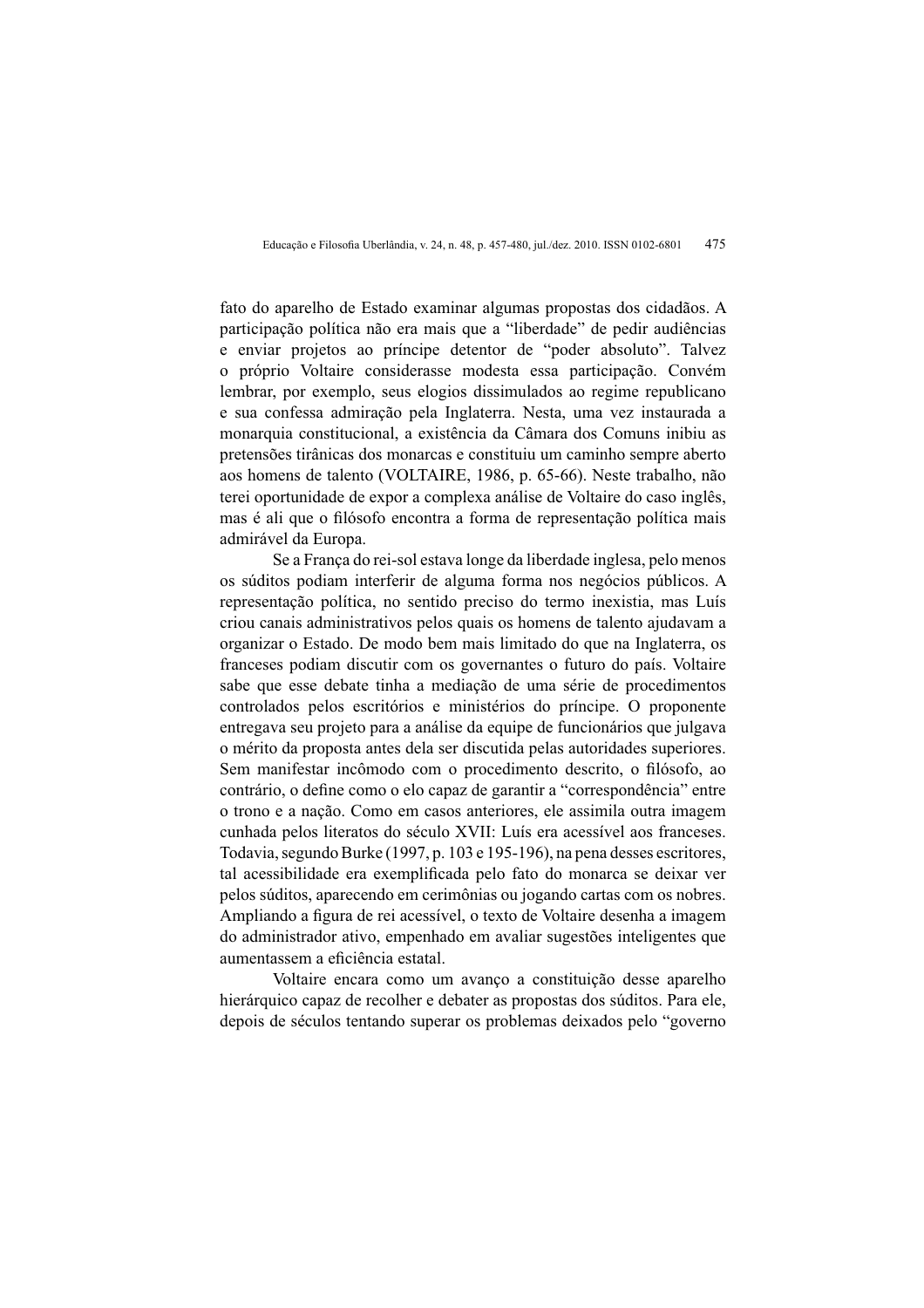fato do aparelho de Estado examinar algumas propostas dos cidadãos. A participação política não era mais que a "liberdade" de pedir audiências e enviar projetos ao príncipe detentor de "poder absoluto". Talvez o próprio Voltaire considerasse modesta essa participação. Convém lembrar, por exemplo, seus elogios dissimulados ao regime republicano e sua confessa admiração pela Inglaterra. Nesta, uma vez instaurada a monarquia constitucional, a existência da Câmara dos Comuns inibiu as pretensões tirânicas dos monarcas e constituiu um caminho sempre aberto aos homens de talento (VOLTAIRE, 1986, p. 65-66). Neste trabalho, não terei oportunidade de expor a complexa análise de Voltaire do caso inglês, mas é ali que o filósofo encontra a forma de representação política mais admirável da Europa.

Se a França do rei-sol estava longe da liberdade inglesa, pelo menos os súditos podiam interferir de alguma forma nos negócios públicos. A representação política, no sentido preciso do termo inexistia, mas Luís criou canais administrativos pelos quais os homens de talento ajudavam a organizar o Estado. De modo bem mais limitado do que na Inglaterra, os franceses podiam discutir com os governantes o futuro do país. Voltaire sabe que esse debate tinha a mediação de uma série de procedimentos controlados pelos escritórios e ministérios do príncipe. O proponente entregava seu projeto para a análise da equipe de funcionários que julgava o mérito da proposta antes dela ser discutida pelas autoridades superiores. Sem manifestar incômodo com o procedimento descrito, o filósofo, ao contrário, o define como o elo capaz de garantir a "correspondência" entre o trono e a nação. Como em casos anteriores, ele assimila outra imagem cunhada pelos literatos do século XVII: Luís era acessível aos franceses. Todavia, segundo Burke (1997, p. 103 e 195-196), na pena desses escritores, tal acessibilidade era exemplificada pelo fato do monarca se deixar ver pelos súditos, aparecendo em cerimônias ou jogando cartas com os nobres. Ampliando a figura de rei acessível, o texto de Voltaire desenha a imagem do administrador ativo, empenhado em avaliar sugestões inteligentes que aumentassem a eficiência estatal.

Voltaire encara como um avanço a constituição desse aparelho hierárquico capaz de recolher e debater as propostas dos súditos. Para ele, depois de séculos tentando superar os problemas deixados pelo "governo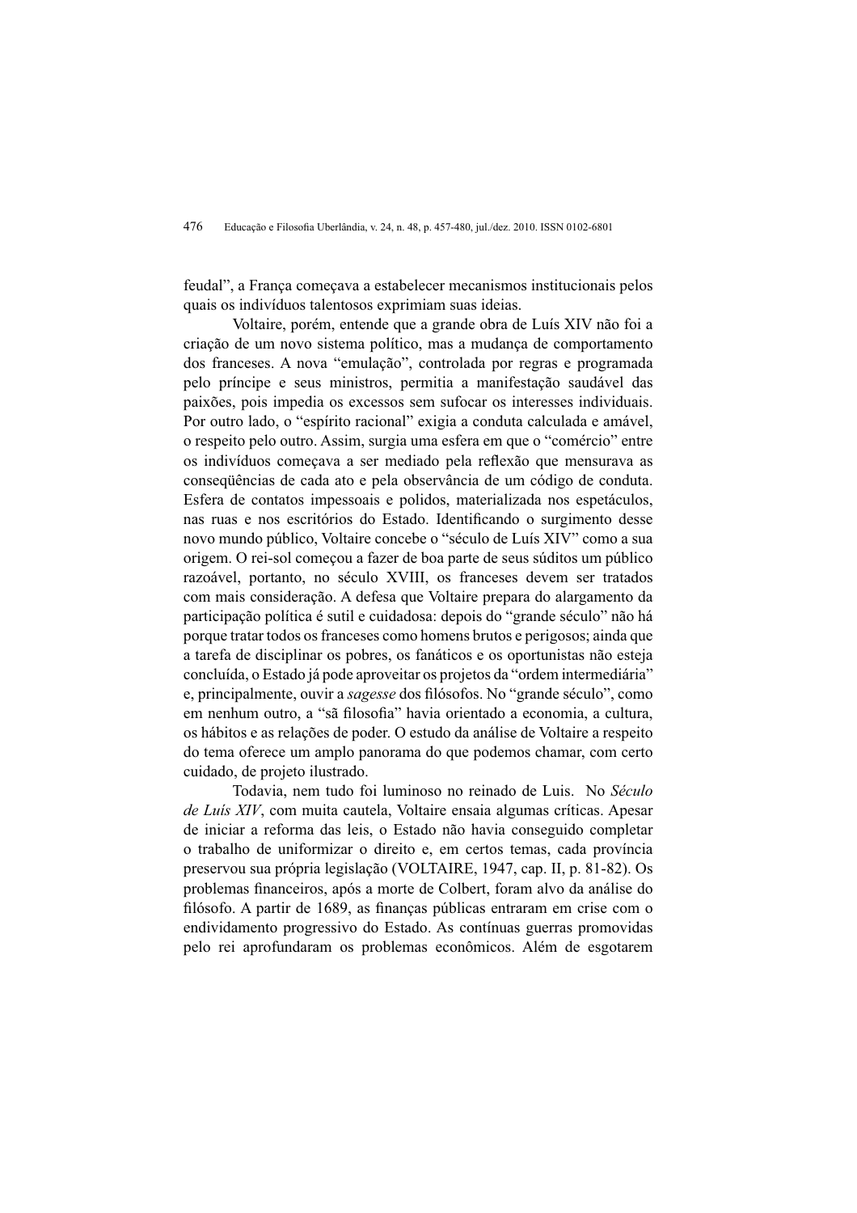feudal", a França começava a estabelecer mecanismos institucionais pelos quais os indivíduos talentosos exprimiam suas ideias.

Voltaire, porém, entende que a grande obra de Luís XIV não foi a criação de um novo sistema político, mas a mudança de comportamento dos franceses. A nova "emulação", controlada por regras e programada pelo príncipe e seus ministros, permitia a manifestação saudável das paixões, pois impedia os excessos sem sufocar os interesses individuais. Por outro lado, o "espírito racional" exigia a conduta calculada e amável, o respeito pelo outro. Assim, surgia uma esfera em que o "comércio" entre os indivíduos começava a ser mediado pela reflexão que mensurava as conseqüências de cada ato e pela observância de um código de conduta. Esfera de contatos impessoais e polidos, materializada nos espetáculos, nas ruas e nos escritórios do Estado. Identificando o surgimento desse novo mundo público, Voltaire concebe o "século de Luís XIV" como a sua origem. O rei-sol começou a fazer de boa parte de seus súditos um público razoável, portanto, no século XVIII, os franceses devem ser tratados com mais consideração. A defesa que Voltaire prepara do alargamento da participação política é sutil e cuidadosa: depois do "grande século" não há porque tratar todos os franceses como homens brutos e perigosos; ainda que a tarefa de disciplinar os pobres, os fanáticos e os oportunistas não esteja concluída, o Estado já pode aproveitar os projetos da "ordem intermediária" e, principalmente, ouvir a *sagesse* dos filósofos. No "grande século", como em nenhum outro, a "sã filosofia" havia orientado a economia, a cultura, os hábitos e as relações de poder. O estudo da análise de Voltaire a respeito do tema oferece um amplo panorama do que podemos chamar, com certo cuidado, de projeto ilustrado.

Todavia, nem tudo foi luminoso no reinado de Luis. No *Século de Luís XIV*, com muita cautela, Voltaire ensaia algumas críticas. Apesar de iniciar a reforma das leis, o Estado não havia conseguido completar o trabalho de uniformizar o direito e, em certos temas, cada província preservou sua própria legislação (VOLTAIRE, 1947, cap. II, p. 81-82). Os problemas financeiros, após a morte de Colbert, foram alvo da análise do filósofo. A partir de 1689, as finanças públicas entraram em crise com o endividamento progressivo do Estado. As contínuas guerras promovidas pelo rei aprofundaram os problemas econômicos. Além de esgotarem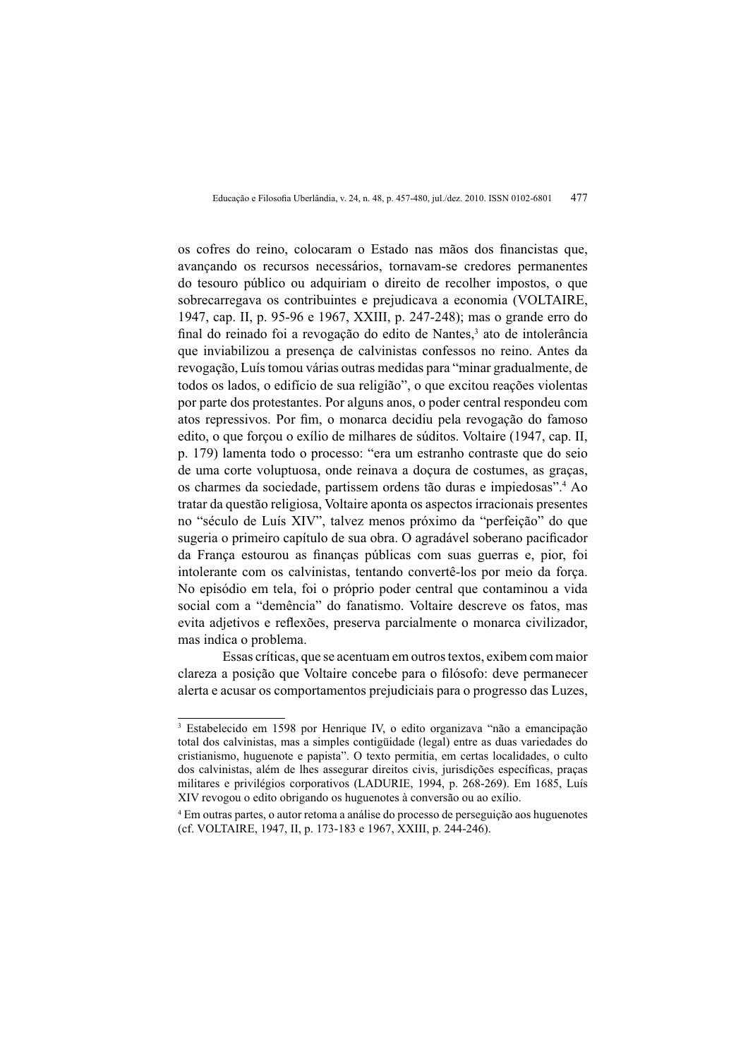os cofres do reino, colocaram o Estado nas mãos dos financistas que, avançando os recursos necessários, tornavam-se credores permanentes do tesouro público ou adquiriam o direito de recolher impostos, o que sobrecarregava os contribuintes e prejudicava a economia (VOLTAIRE, 1947, cap. II, p. 95-96 e 1967, XXIII, p. 247-248); mas o grande erro do final do reinado foi a revogação do edito de Nantes,[3] ato de intolerância que inviabilizou a presença de calvinistas confessos no reino. Antes da revogação, Luís tomou várias outras medidas para "minar gradualmente, de todos os lados, o edifício de sua religião", o que excitou reações violentas por parte dos protestantes. Por alguns anos, o poder central respondeu com atos repressivos. Por fim, o monarca decidiu pela revogação do famoso edito, o que forçou o exílio de milhares de súditos. Voltaire (1947, cap. II, p. 179) lamenta todo o processo: "era um estranho contraste que do seio de uma corte voluptuosa, onde reinava a doçura de costumes, as graças, os charmes da sociedade, partissem ordens tão duras e impiedosas".[4] Ao tratar da questão religiosa, Voltaire aponta os aspectos irracionais presentes no "século de Luís XIV", talvez menos próximo da "perfeição" do que sugeria o primeiro capítulo de sua obra. O agradável soberano pacificador da França estourou as finanças públicas com suas guerras e, pior, foi intolerante com os calvinistas, tentando convertê-los por meio da força. No episódio em tela, foi o próprio poder central que contaminou a vida social com a "demência" do fanatismo. Voltaire descreve os fatos, mas evita adjetivos e reflexões, preserva parcialmente o monarca civilizador, mas indica o problema.

Essas críticas, que se acentuam em outros textos, exibem com maior clareza a posição que Voltaire concebe para o filósofo: deve permanecer alerta e acusar os comportamentos prejudiciais para o progresso das Luzes,

---

[3] Estabelecido em 1598 por Henrique IV, o edito organizava "não a emancipação total dos calvinistas, mas a simples contigüidade (legal) entre as duas variedades do cristianismo, huguenote e papista". O texto permitia, em certas localidades, o culto dos calvinistas, além de lhes assegurar direitos civis, jurisdições específicas, praças militares e privilégios corporativos (LADURIE, 1994, p. 268-269). Em 1685, Luís XIV revogou o edito obrigando os huguenotes à conversão ou ao exílio.

[4] Em outras partes, o autor retoma a análise do processo de perseguição aos huguenotes (cf. VOLTAIRE, 1947, II, p. 173-183 e 1967, XXIII, p. 244-246).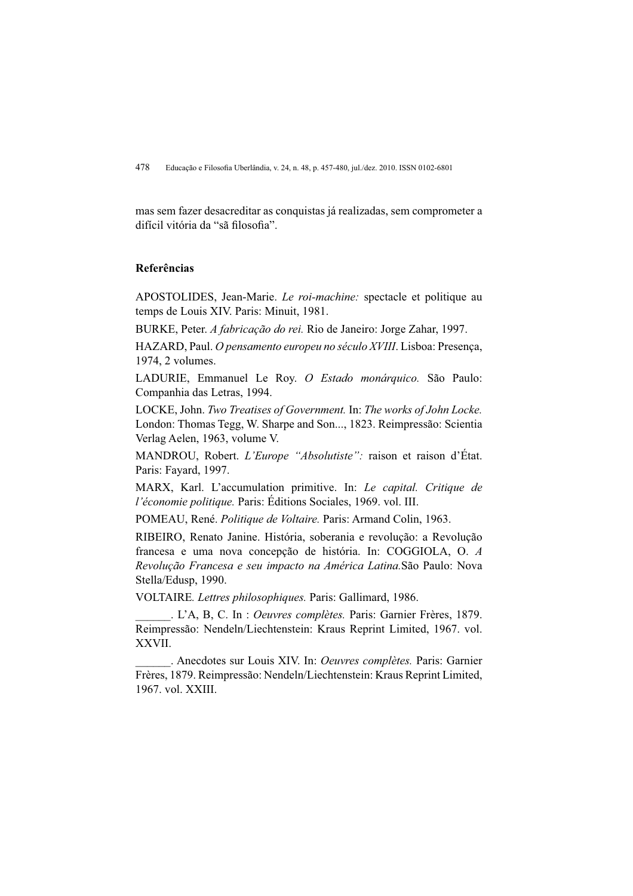mas sem fazer desacreditar as conquistas já realizadas, sem comprometer a difícil vitória da "sã filosofia".

## Referências

APOSTOLIDES, Jean-Marie. *Le roi-machine:* spectacle et politique au temps de Louis XIV. Paris: Minuit, 1981.

BURKE, Peter. *A fabricação do rei.* Rio de Janeiro: Jorge Zahar, 1997.

HAZARD, Paul. *O pensamento europeu no século XVIII*. Lisboa: Presença, 1974, 2 volumes.

LADURIE, Emmanuel Le Roy. *O Estado monárquico.* São Paulo: Companhia das Letras, 1994.

LOCKE, John. *Two Treatises of Government.* In: *The works of John Locke.* London: Thomas Tegg, W. Sharpe and Son..., 1823. Reimpressão: Scientia Verlag Aelen, 1963, volume V.

MANDROU, Robert. *L'Europe "Absolutiste":* raison et raison d'État. Paris: Fayard, 1997.

MARX, Karl. L'accumulation primitive. In: *Le capital. Critique de l'économie politique.* Paris: Éditions Sociales, 1969. vol. III.

POMEAU, René. *Politique de Voltaire.* Paris: Armand Colin, 1963.

RIBEIRO, Renato Janine. História, soberania e revolução: a Revolução francesa e uma nova concepção de história. In: COGGIOLA, O. *A Revolução Francesa e seu impacto na América Latina.*São Paulo: Nova Stella/Edusp, 1990.

VOLTAIRE. *Lettres philosophiques.* Paris: Gallimard, 1986.

______. L'A, B, C. In : *Oeuvres complètes.* Paris: Garnier Frères, 1879. Reimpressão: Nendeln/Liechtenstein: Kraus Reprint Limited, 1967. vol. XXVII.

______. Anecdotes sur Louis XIV. In: *Oeuvres complètes.* Paris: Garnier Frères, 1879. Reimpressão: Nendeln/Liechtenstein: Kraus Reprint Limited, 1967. vol. XXIII.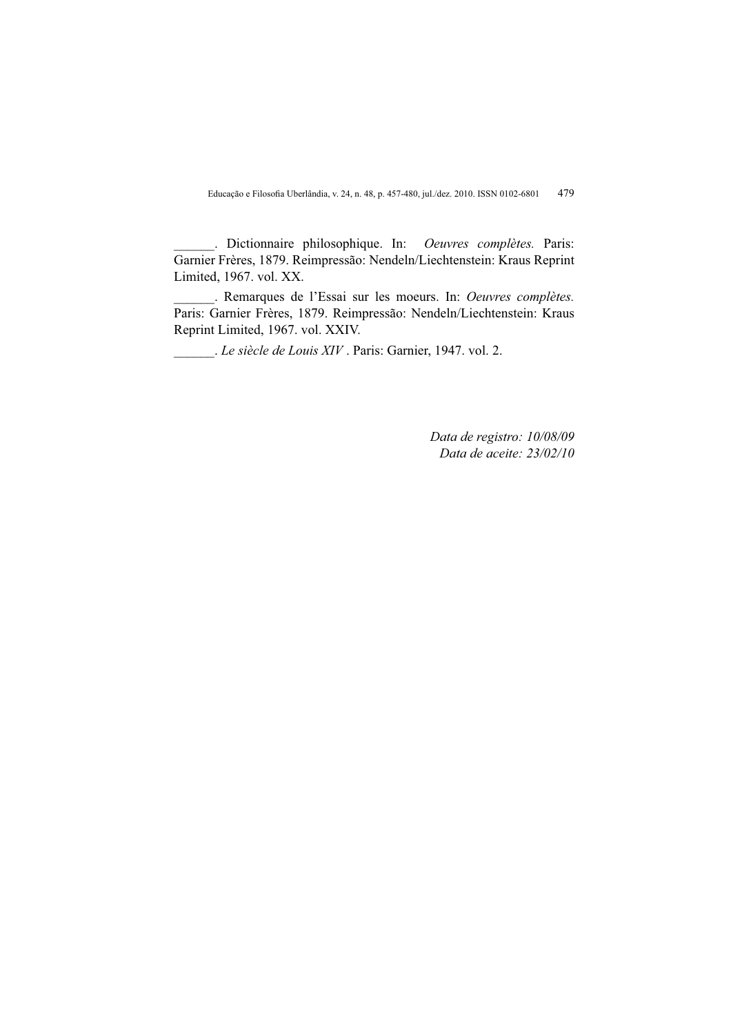______. Dictionnaire philosophique. In: *Oeuvres complètes.* Paris: Garnier Frères, 1879. Reimpressão: Nendeln/Liechtenstein: Kraus Reprint Limited, 1967. vol. XX.

______. Remarques de l'Essai sur les moeurs. In: *Oeuvres complètes.* Paris: Garnier Frères, 1879. Reimpressão: Nendeln/Liechtenstein: Kraus Reprint Limited, 1967. vol. XXIV.

______. *Le siècle de Louis XIV* . Paris: Garnier, 1947. vol. 2.

*Data de registro: 10/08/09*
*Data de aceite: 23/02/10*